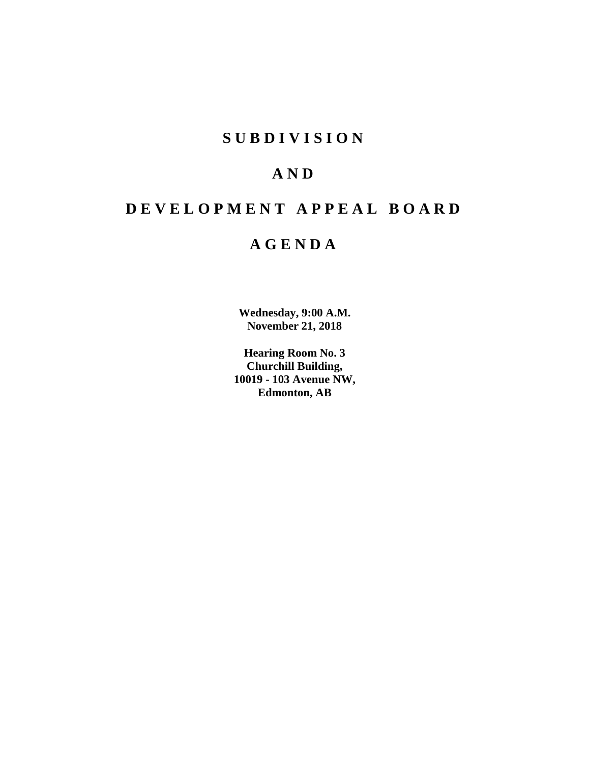# SUBDIVISION

# AND

# DEVELOPMENT APPEAL BOARD

# AGENDA

**Wednesday, 9:00 A.M.**
**November 21, 2018**

**Hearing Room No. 3**
**Churchill Building,**
**10019 - 103 Avenue NW,**
**Edmonton, AB**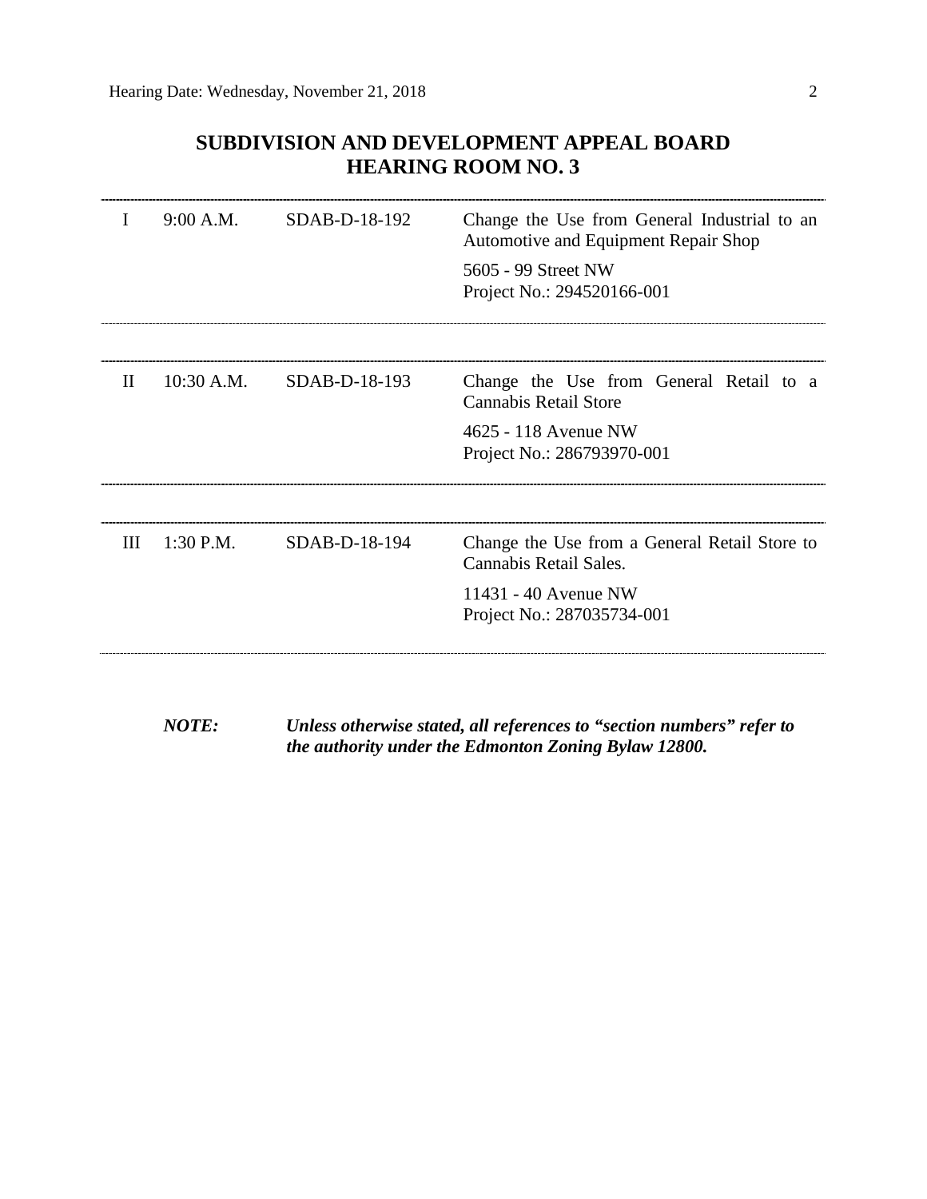## SUBDIVISION AND DEVELOPMENT APPEAL BOARD
## HEARING ROOM NO. 3

| | | | |
|---|---|---|---|
| I | 9:00 A.M. | SDAB-D-18-192 | Change the Use from General Industrial to an Automotive and Equipment Repair Shop<br><br>5605 - 99 Street NW<br>Project No.: 294520166-001 |
| II | 10:30 A.M. | SDAB-D-18-193 | Change the Use from General Retail to a Cannabis Retail Store<br><br>4625 - 118 Avenue NW<br>Project No.: 286793970-001 |
| III | 1:30 P.M. | SDAB-D-18-194 | Change the Use from a General Retail Store to Cannabis Retail Sales.<br><br>11431 - 40 Avenue NW<br>Project No.: 287035734-001 |

***NOTE:*** ***Unless otherwise stated, all references to "section numbers" refer to the authority under the Edmonton Zoning Bylaw 12800.***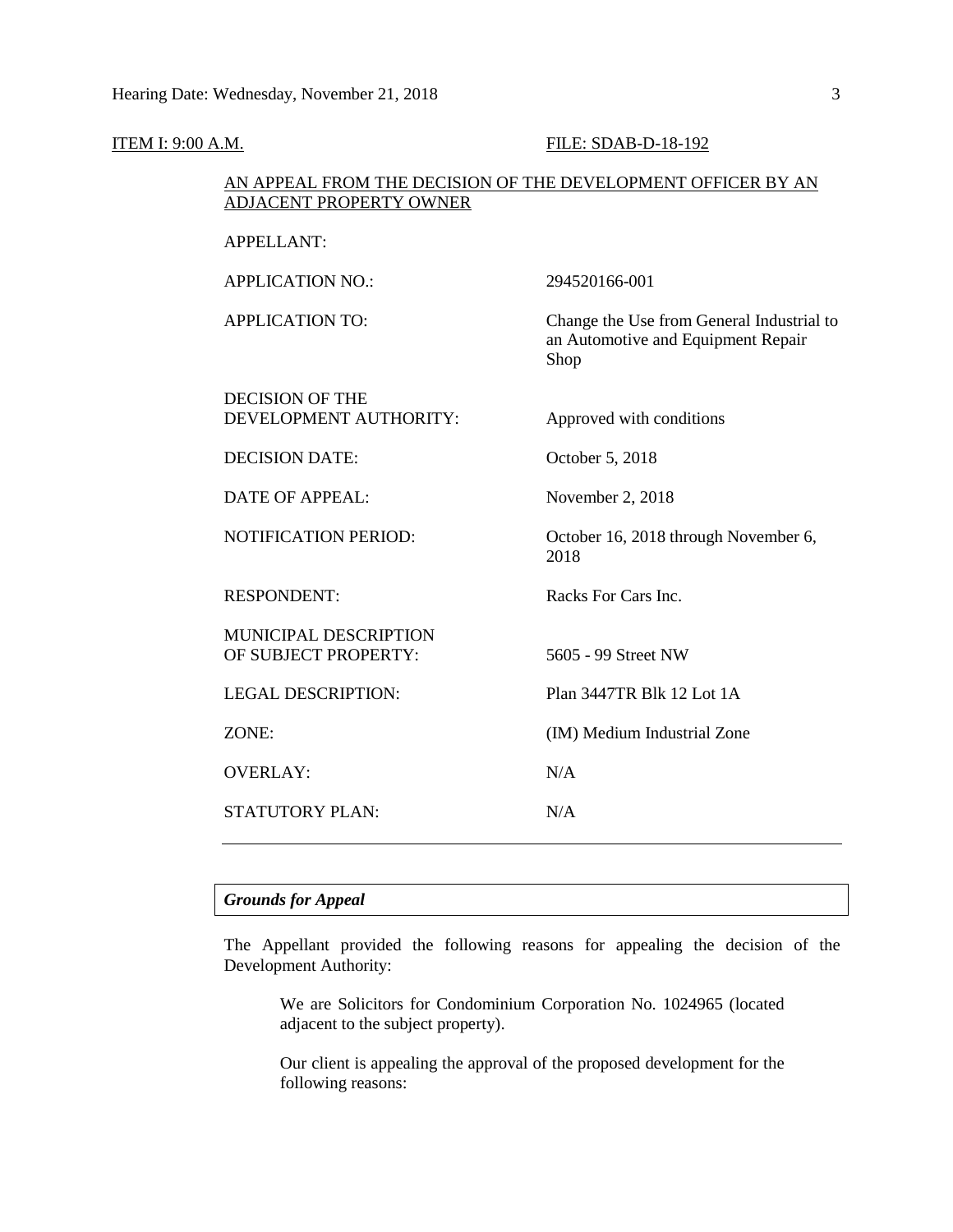ITEM I: 9:00 A.M. FILE: SDAB-D-18-192

AN APPEAL FROM THE DECISION OF THE DEVELOPMENT OFFICER BY AN ADJACENT PROPERTY OWNER

| | |
|---|---|
| APPELLANT: | |
| APPLICATION NO.: | 294520166-001 |
| APPLICATION TO: | Change the Use from General Industrial to an Automotive and Equipment Repair Shop |
| DECISION OF THE DEVELOPMENT AUTHORITY: | Approved with conditions |
| DECISION DATE: | October 5, 2018 |
| DATE OF APPEAL: | November 2, 2018 |
| NOTIFICATION PERIOD: | October 16, 2018 through November 6, 2018 |
| RESPONDENT: | Racks For Cars Inc. |
| MUNICIPAL DESCRIPTION OF SUBJECT PROPERTY: | 5605 - 99 Street NW |
| LEGAL DESCRIPTION: | Plan 3447TR Blk 12 Lot 1A |
| ZONE: | (IM) Medium Industrial Zone |
| OVERLAY: | N/A |
| STATUTORY PLAN: | N/A |

---

***Grounds for Appeal***

The Appellant provided the following reasons for appealing the decision of the Development Authority:

> We are Solicitors for Condominium Corporation No. 1024965 (located adjacent to the subject property).
>
> Our client is appealing the approval of the proposed development for the following reasons: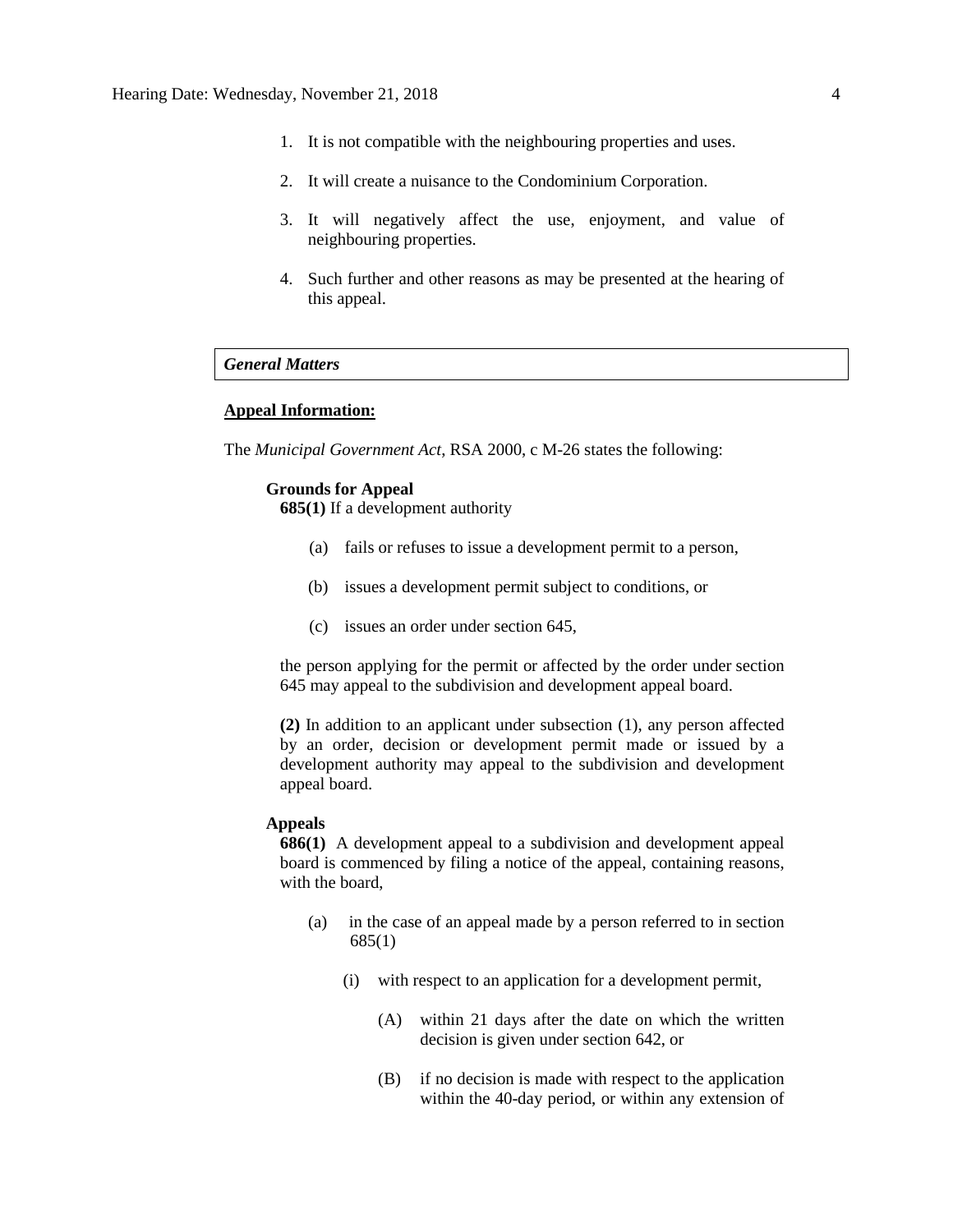1. It is not compatible with the neighbouring properties and uses.

2. It will create a nuisance to the Condominium Corporation.

3. It will negatively affect the use, enjoyment, and value of neighbouring properties.

4. Such further and other reasons as may be presented at the hearing of this appeal.

### *General Matters*

**Appeal Information:**

The *Municipal Government Act*, RSA 2000, c M-26 states the following:

**Grounds for Appeal**

**685(1)** If a development authority

(a) fails or refuses to issue a development permit to a person,

(b) issues a development permit subject to conditions, or

(c) issues an order under section 645,

the person applying for the permit or affected by the order under section 645 may appeal to the subdivision and development appeal board.

**(2)** In addition to an applicant under subsection (1), any person affected by an order, decision or development permit made or issued by a development authority may appeal to the subdivision and development appeal board.

**Appeals**

**686(1)** A development appeal to a subdivision and development appeal board is commenced by filing a notice of the appeal, containing reasons, with the board,

(a) in the case of an appeal made by a person referred to in section 685(1)

(i) with respect to an application for a development permit,

(A) within 21 days after the date on which the written decision is given under section 642, or

(B) if no decision is made with respect to the application within the 40-day period, or within any extension of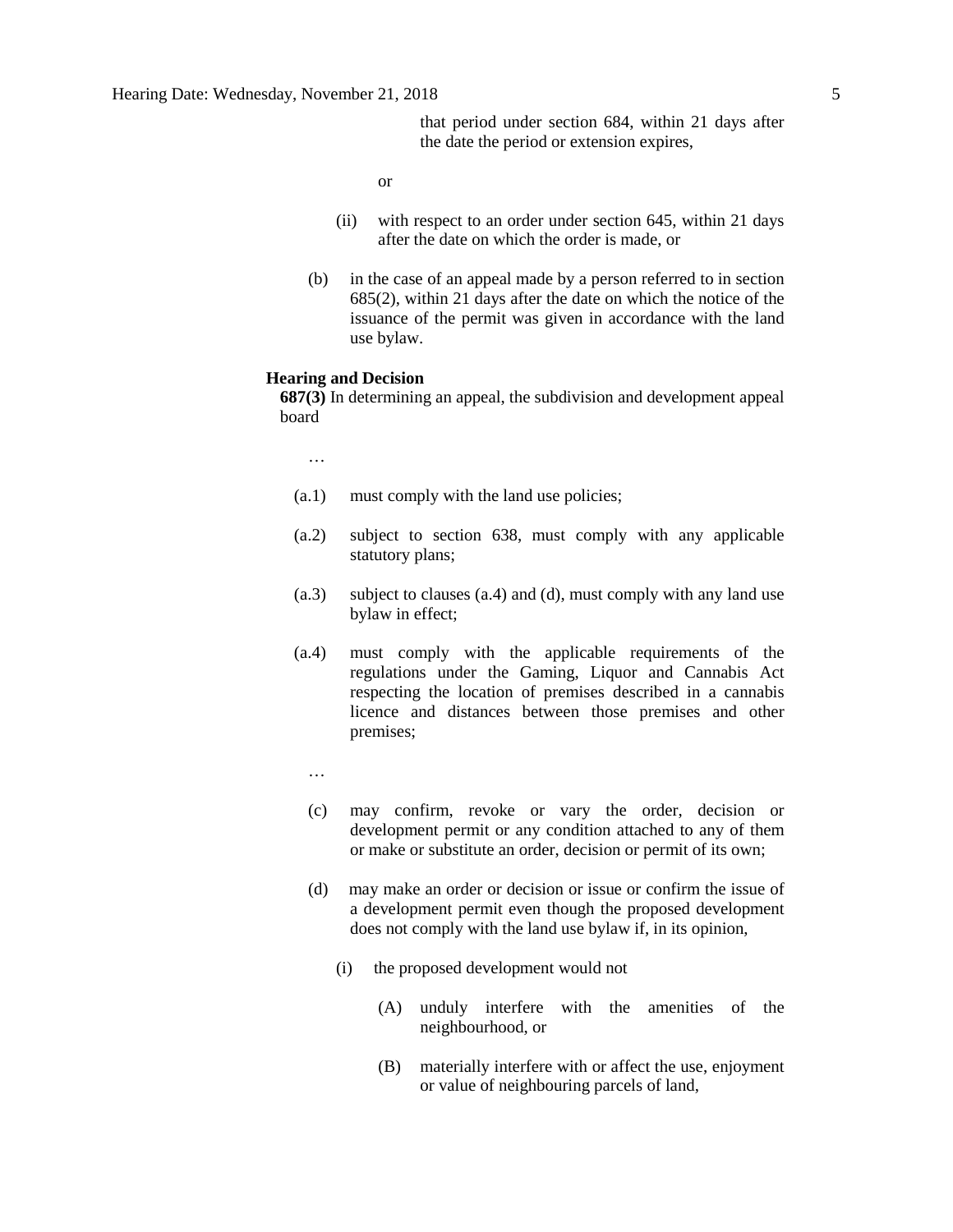that period under section 684, within 21 days after the date the period or extension expires,

or

(ii) with respect to an order under section 645, within 21 days after the date on which the order is made, or

(b) in the case of an appeal made by a person referred to in section 685(2), within 21 days after the date on which the notice of the issuance of the permit was given in accordance with the land use bylaw.

**Hearing and Decision**

**687(3)** In determining an appeal, the subdivision and development appeal board

…

(a.1) must comply with the land use policies;

(a.2) subject to section 638, must comply with any applicable statutory plans;

(a.3) subject to clauses (a.4) and (d), must comply with any land use bylaw in effect;

(a.4) must comply with the applicable requirements of the regulations under the Gaming, Liquor and Cannabis Act respecting the location of premises described in a cannabis licence and distances between those premises and other premises;

…

(c) may confirm, revoke or vary the order, decision or development permit or any condition attached to any of them or make or substitute an order, decision or permit of its own;

(d) may make an order or decision or issue or confirm the issue of a development permit even though the proposed development does not comply with the land use bylaw if, in its opinion,

(i) the proposed development would not

(A) unduly interfere with the amenities of the neighbourhood, or

(B) materially interfere with or affect the use, enjoyment or value of neighbouring parcels of land,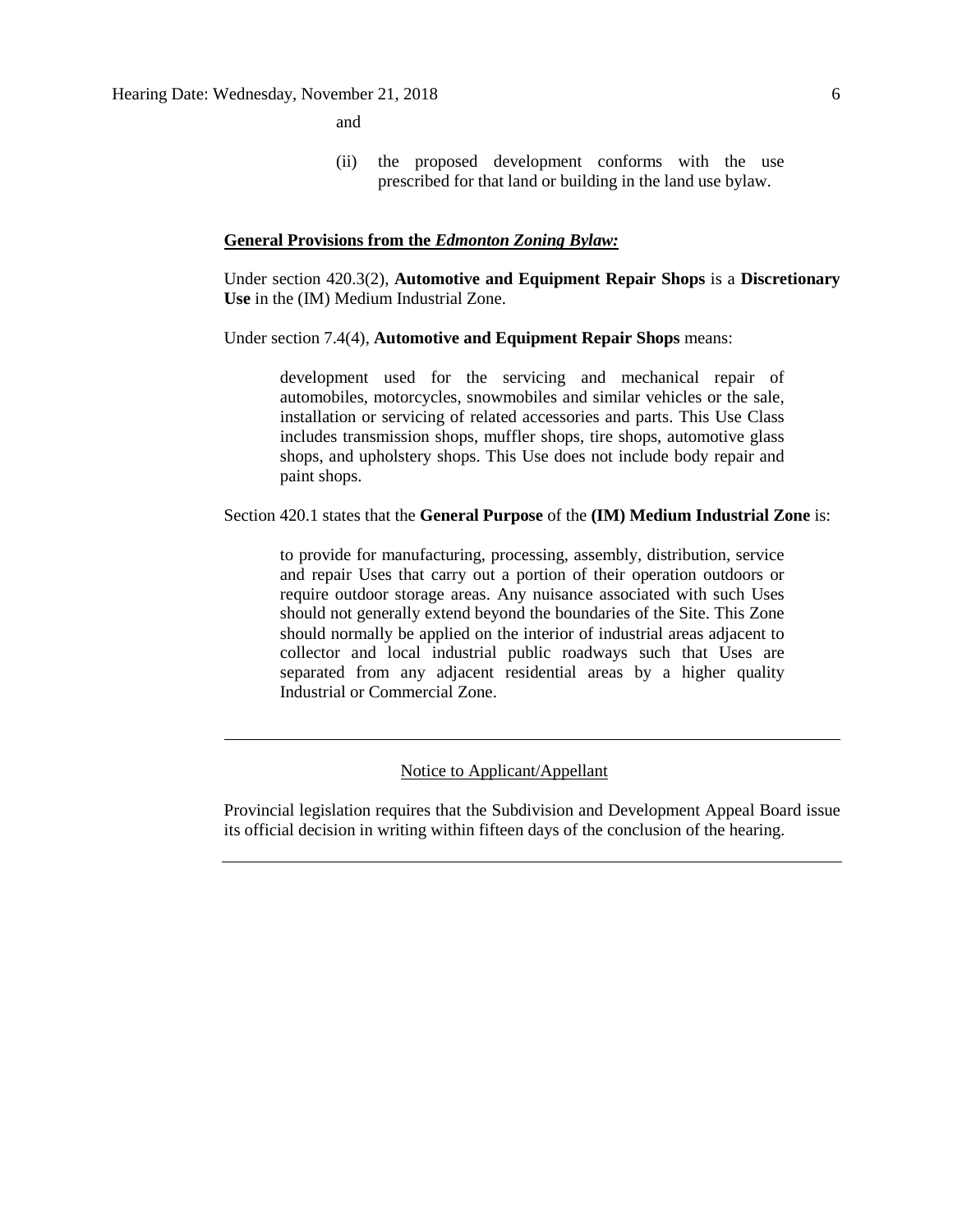and

(ii) the proposed development conforms with the use prescribed for that land or building in the land use bylaw.

**General Provisions from the *Edmonton Zoning Bylaw:***

Under section 420.3(2), **Automotive and Equipment Repair Shops** is a **Discretionary Use** in the (IM) Medium Industrial Zone.

Under section 7.4(4), **Automotive and Equipment Repair Shops** means:

> development used for the servicing and mechanical repair of automobiles, motorcycles, snowmobiles and similar vehicles or the sale, installation or servicing of related accessories and parts. This Use Class includes transmission shops, muffler shops, tire shops, automotive glass shops, and upholstery shops. This Use does not include body repair and paint shops.

Section 420.1 states that the **General Purpose** of the **(IM) Medium Industrial Zone** is:

> to provide for manufacturing, processing, assembly, distribution, service and repair Uses that carry out a portion of their operation outdoors or require outdoor storage areas. Any nuisance associated with such Uses should not generally extend beyond the boundaries of the Site. This Zone should normally be applied on the interior of industrial areas adjacent to collector and local industrial public roadways such that Uses are separated from any adjacent residential areas by a higher quality Industrial or Commercial Zone.

---

Notice to Applicant/Appellant

Provincial legislation requires that the Subdivision and Development Appeal Board issue its official decision in writing within fifteen days of the conclusion of the hearing.

---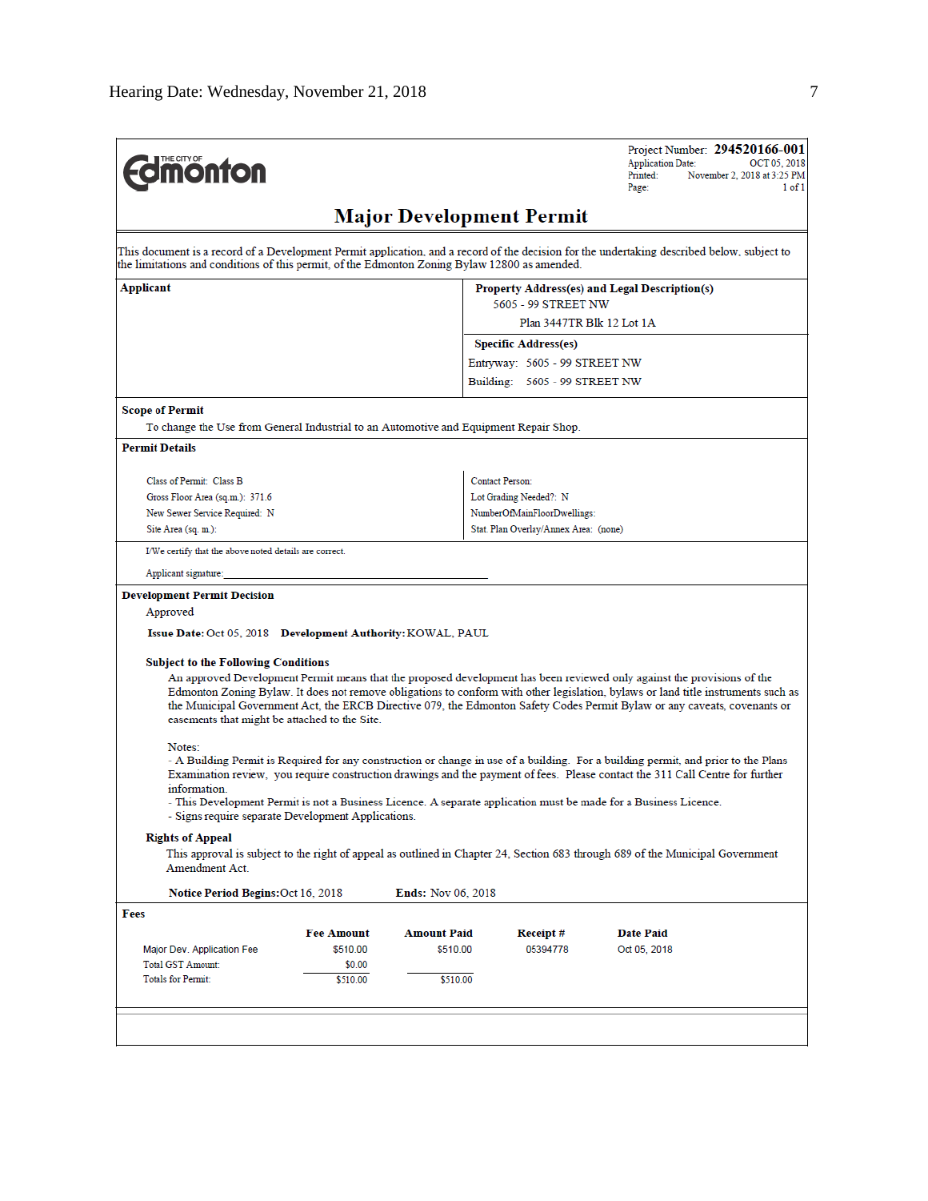Hearing Date: Wednesday, November 21, 2018

**The City of Edmonton**

Project Number: **294520166-001**
Application Date: OCT 05, 2018
Printed: November 2, 2018 at 3:25 PM
Page: 1 of 1

# Major Development Permit

This document is a record of a Development Permit application, and a record of the decision for the undertaking described below, subject to the limitations and conditions of this permit, of the Edmonton Zoning Bylaw 12800 as amended.

| Applicant | Property Address(es) and Legal Description(s) |
|---|---|
| | 5605 - 99 STREET NW<br>Plan 3447TR Blk 12 Lot 1A |
| | **Specific Address(es)**<br>Entryway: 5605 - 99 STREET NW<br>Building: 5605 - 99 STREET NW |

**Scope of Permit**

To change the Use from General Industrial to an Automotive and Equipment Repair Shop.

**Permit Details**

| | |
|---|---|
| Class of Permit: Class B | Contact Person: |
| Gross Floor Area (sq.m.): 371.6 | Lot Grading Needed?: N |
| New Sewer Service Required: N | NumberOfMainFloorDwellings: |
| Site Area (sq. m.): | Stat. Plan Overlay/Annex Area: (none) |

I/We certify that the above noted details are correct.

Applicant signature: ______________________________

**Development Permit Decision**

Approved

**Issue Date:** Oct 05, 2018 **Development Authority:** KOWAL, PAUL

**Subject to the Following Conditions**

An approved Development Permit means that the proposed development has been reviewed only against the provisions of the Edmonton Zoning Bylaw. It does not remove obligations to conform with other legislation, bylaws or land title instruments such as the Municipal Government Act, the ERCB Directive 079, the Edmonton Safety Codes Permit Bylaw or any caveats, covenants or easements that might be attached to the Site.

Notes:
- A Building Permit is Required for any construction or change in use of a building. For a building permit, and prior to the Plans Examination review, you require construction drawings and the payment of fees. Please contact the 311 Call Centre for further information.
- This Development Permit is not a Business Licence. A separate application must be made for a Business Licence.
- Signs require separate Development Applications.

**Rights of Appeal**

This approval is subject to the right of appeal as outlined in Chapter 24, Section 683 through 689 of the Municipal Government Amendment Act.

**Notice Period Begins:** Oct 16, 2018 **Ends:** Nov 06, 2018

**Fees**

| | Fee Amount | Amount Paid | Receipt # | Date Paid |
|---|---|---|---|---|
| Major Dev. Application Fee | $510.00 | $510.00 | 05394778 | Oct 05, 2018 |
| Total GST Amount: | $0.00 | | | |
| Totals for Permit: | $510.00 | $510.00 | | |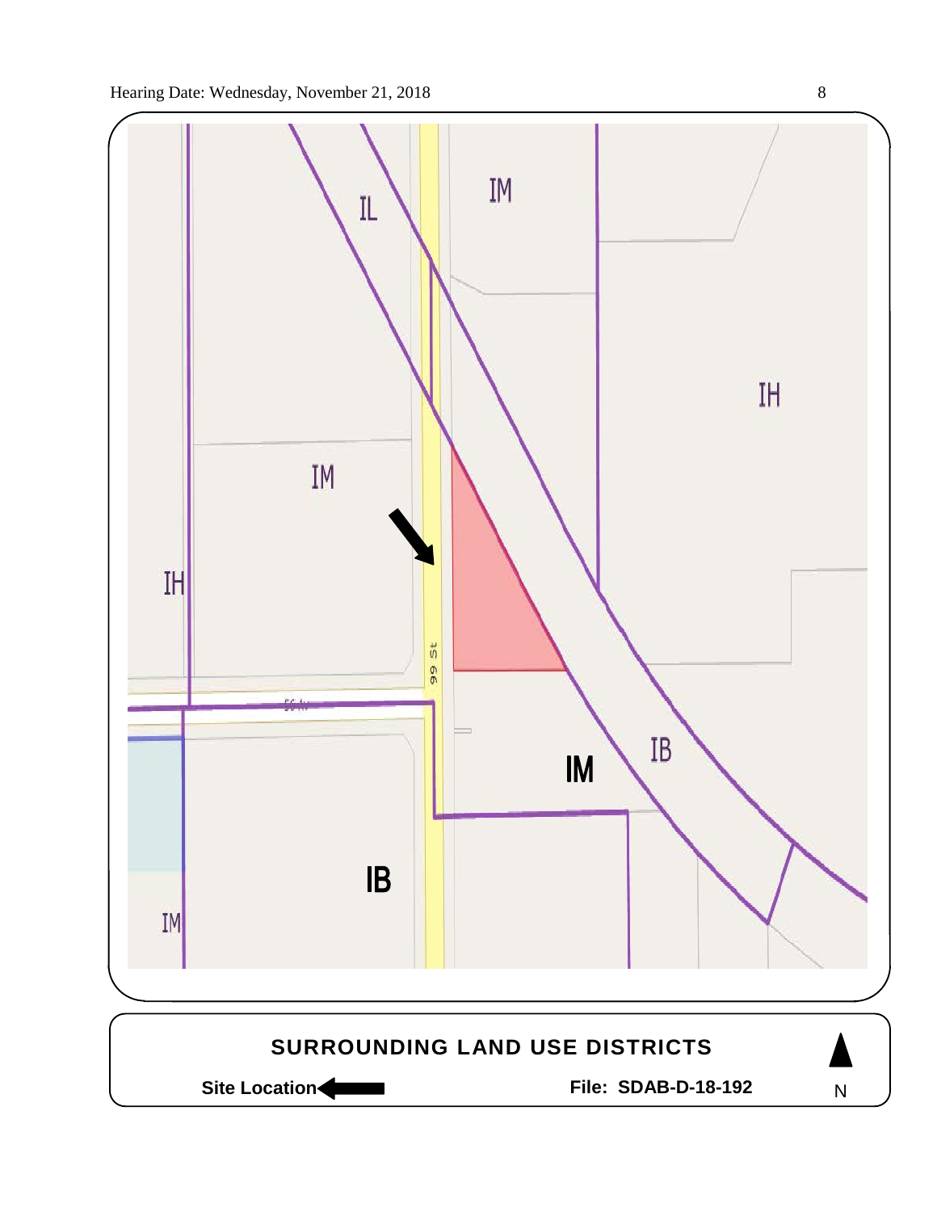IM

IL

IH

IM

IH

99 St

56 Av

IM

IB

IB

IM

**SURROUNDING LAND USE DISTRICTS**

**Site Location** ⬅

**File: SDAB-D-18-192**

N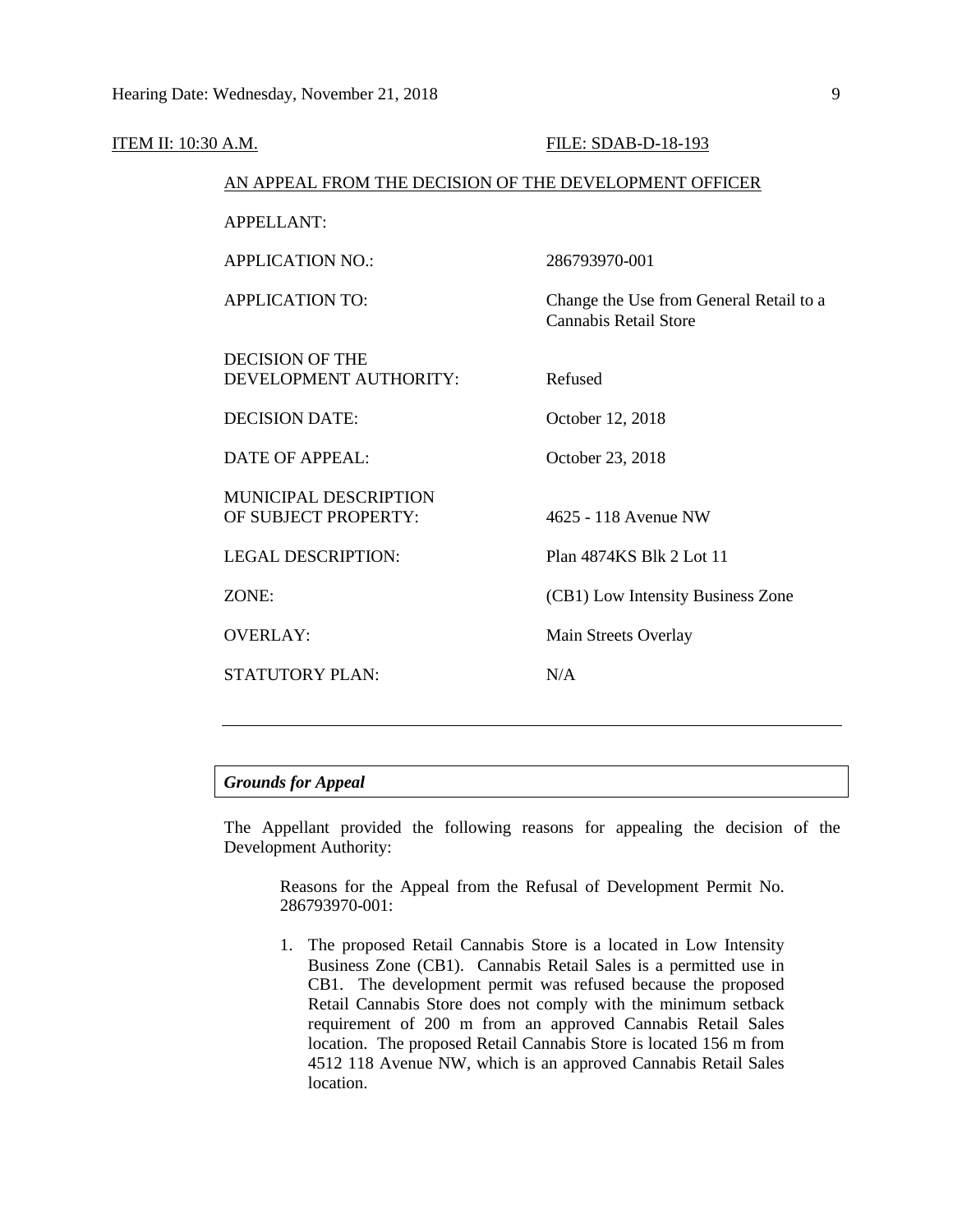ITEM II: 10:30 A.M. FILE: SDAB-D-18-193

AN APPEAL FROM THE DECISION OF THE DEVELOPMENT OFFICER

| | |
|---|---|
| APPELLANT: | |
| APPLICATION NO.: | 286793970-001 |
| APPLICATION TO: | Change the Use from General Retail to a Cannabis Retail Store |
| DECISION OF THE DEVELOPMENT AUTHORITY: | Refused |
| DECISION DATE: | October 12, 2018 |
| DATE OF APPEAL: | October 23, 2018 |
| MUNICIPAL DESCRIPTION OF SUBJECT PROPERTY: | 4625 - 118 Avenue NW |
| LEGAL DESCRIPTION: | Plan 4874KS Blk 2 Lot 11 |
| ZONE: | (CB1) Low Intensity Business Zone |
| OVERLAY: | Main Streets Overlay |
| STATUTORY PLAN: | N/A |

---

***Grounds for Appeal***

The Appellant provided the following reasons for appealing the decision of the Development Authority:

> Reasons for the Appeal from the Refusal of Development Permit No. 286793970-001:
>
> 1. The proposed Retail Cannabis Store is a located in Low Intensity Business Zone (CB1). Cannabis Retail Sales is a permitted use in CB1. The development permit was refused because the proposed Retail Cannabis Store does not comply with the minimum setback requirement of 200 m from an approved Cannabis Retail Sales location. The proposed Retail Cannabis Store is located 156 m from 4512 118 Avenue NW, which is an approved Cannabis Retail Sales location.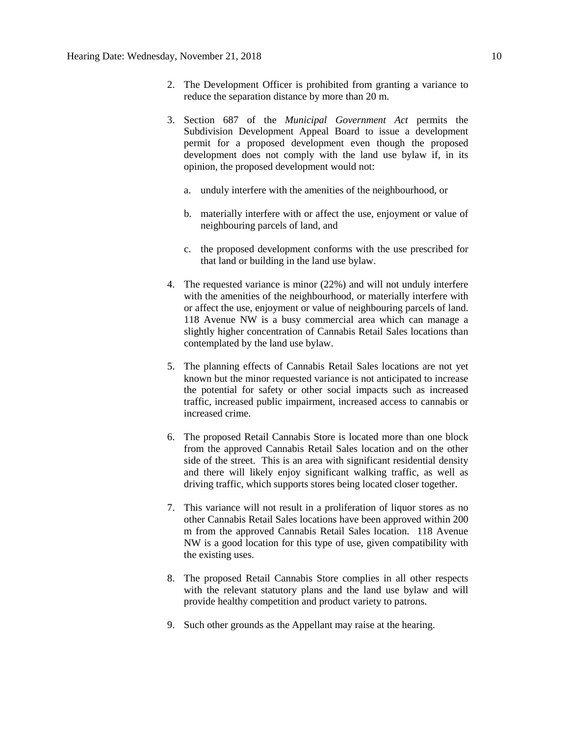2. The Development Officer is prohibited from granting a variance to reduce the separation distance by more than 20 m.

3. Section 687 of the *Municipal Government Act* permits the Subdivision Development Appeal Board to issue a development permit for a proposed development even though the proposed development does not comply with the land use bylaw if, in its opinion, the proposed development would not:

   a. unduly interfere with the amenities of the neighbourhood, or

   b. materially interfere with or affect the use, enjoyment or value of neighbouring parcels of land, and

   c. the proposed development conforms with the use prescribed for that land or building in the land use bylaw.

4. The requested variance is minor (22%) and will not unduly interfere with the amenities of the neighbourhood, or materially interfere with or affect the use, enjoyment or value of neighbouring parcels of land. 118 Avenue NW is a busy commercial area which can manage a slightly higher concentration of Cannabis Retail Sales locations than contemplated by the land use bylaw.

5. The planning effects of Cannabis Retail Sales locations are not yet known but the minor requested variance is not anticipated to increase the potential for safety or other social impacts such as increased traffic, increased public impairment, increased access to cannabis or increased crime.

6. The proposed Retail Cannabis Store is located more than one block from the approved Cannabis Retail Sales location and on the other side of the street. This is an area with significant residential density and there will likely enjoy significant walking traffic, as well as driving traffic, which supports stores being located closer together.

7. This variance will not result in a proliferation of liquor stores as no other Cannabis Retail Sales locations have been approved within 200 m from the approved Cannabis Retail Sales location. 118 Avenue NW is a good location for this type of use, given compatibility with the existing uses.

8. The proposed Retail Cannabis Store complies in all other respects with the relevant statutory plans and the land use bylaw and will provide healthy competition and product variety to patrons.

9. Such other grounds as the Appellant may raise at the hearing.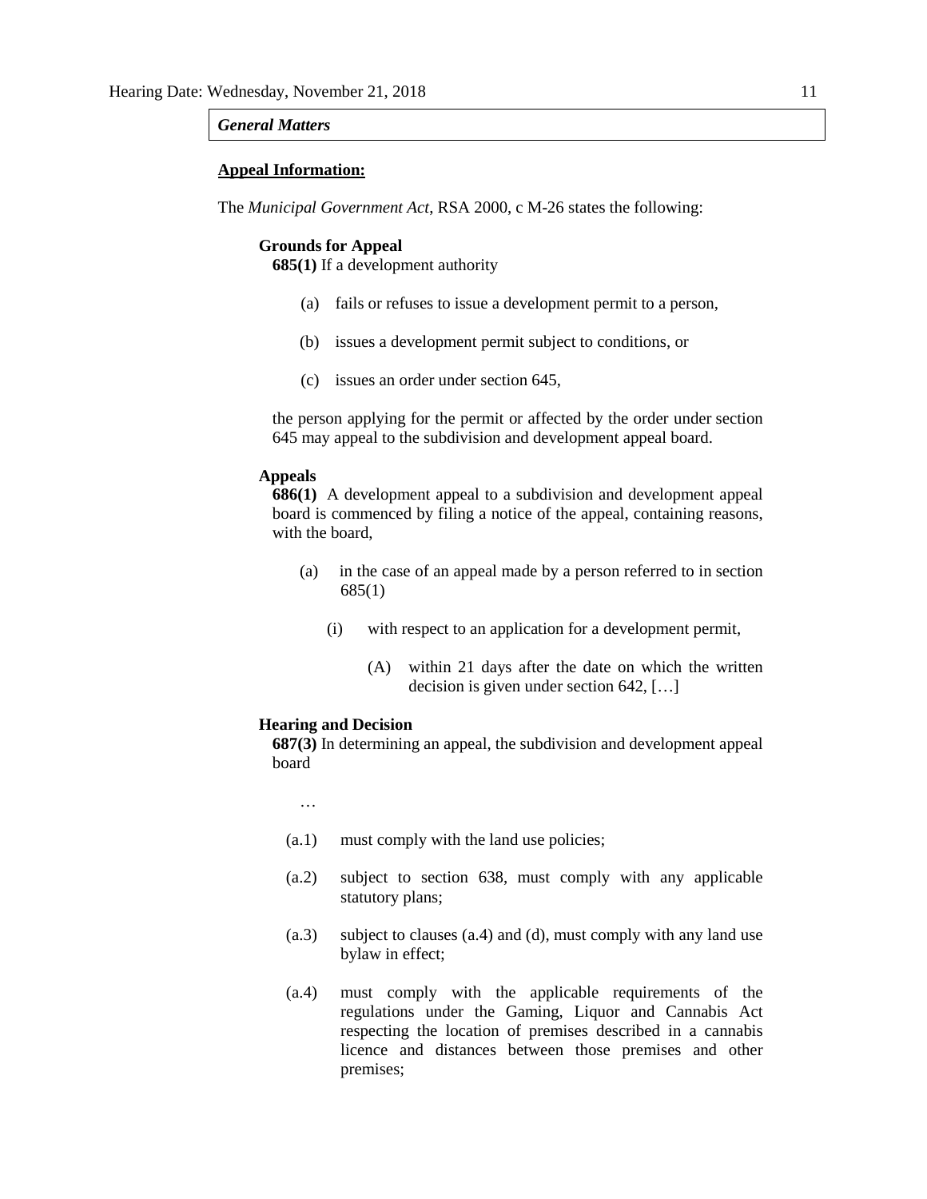*General Matters*

**Appeal Information:**

The *Municipal Government Act*, RSA 2000, c M-26 states the following:

**Grounds for Appeal**

**685(1)** If a development authority

(a) fails or refuses to issue a development permit to a person,

(b) issues a development permit subject to conditions, or

(c) issues an order under section 645,

the person applying for the permit or affected by the order under section 645 may appeal to the subdivision and development appeal board.

**Appeals**

**686(1)** A development appeal to a subdivision and development appeal board is commenced by filing a notice of the appeal, containing reasons, with the board,

(a) in the case of an appeal made by a person referred to in section 685(1)

(i) with respect to an application for a development permit,

(A) within 21 days after the date on which the written decision is given under section 642, […]

**Hearing and Decision**

**687(3)** In determining an appeal, the subdivision and development appeal board

…

(a.1) must comply with the land use policies;

(a.2) subject to section 638, must comply with any applicable statutory plans;

(a.3) subject to clauses (a.4) and (d), must comply with any land use bylaw in effect;

(a.4) must comply with the applicable requirements of the regulations under the Gaming, Liquor and Cannabis Act respecting the location of premises described in a cannabis licence and distances between those premises and other premises;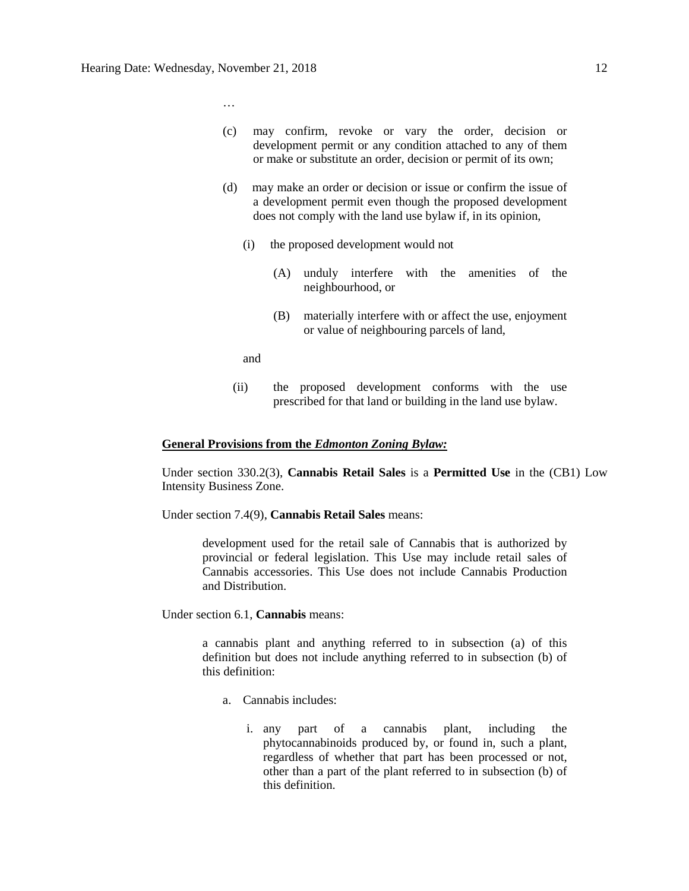…

(c) may confirm, revoke or vary the order, decision or development permit or any condition attached to any of them or make or substitute an order, decision or permit of its own;

(d) may make an order or decision or issue or confirm the issue of a development permit even though the proposed development does not comply with the land use bylaw if, in its opinion,

  (i) the proposed development would not

    (A) unduly interfere with the amenities of the neighbourhood, or

    (B) materially interfere with or affect the use, enjoyment or value of neighbouring parcels of land,

  and

  (ii) the proposed development conforms with the use prescribed for that land or building in the land use bylaw.

**General Provisions from the *Edmonton Zoning Bylaw:***

Under section 330.2(3), **Cannabis Retail Sales** is a **Permitted Use** in the (CB1) Low Intensity Business Zone.

Under section 7.4(9), **Cannabis Retail Sales** means:

> development used for the retail sale of Cannabis that is authorized by provincial or federal legislation. This Use may include retail sales of Cannabis accessories. This Use does not include Cannabis Production and Distribution.

Under section 6.1, **Cannabis** means:

> a cannabis plant and anything referred to in subsection (a) of this definition but does not include anything referred to in subsection (b) of this definition:
>
> a. Cannabis includes:
>
>    i. any part of a cannabis plant, including the phytocannabinoids produced by, or found in, such a plant, regardless of whether that part has been processed or not, other than a part of the plant referred to in subsection (b) of this definition.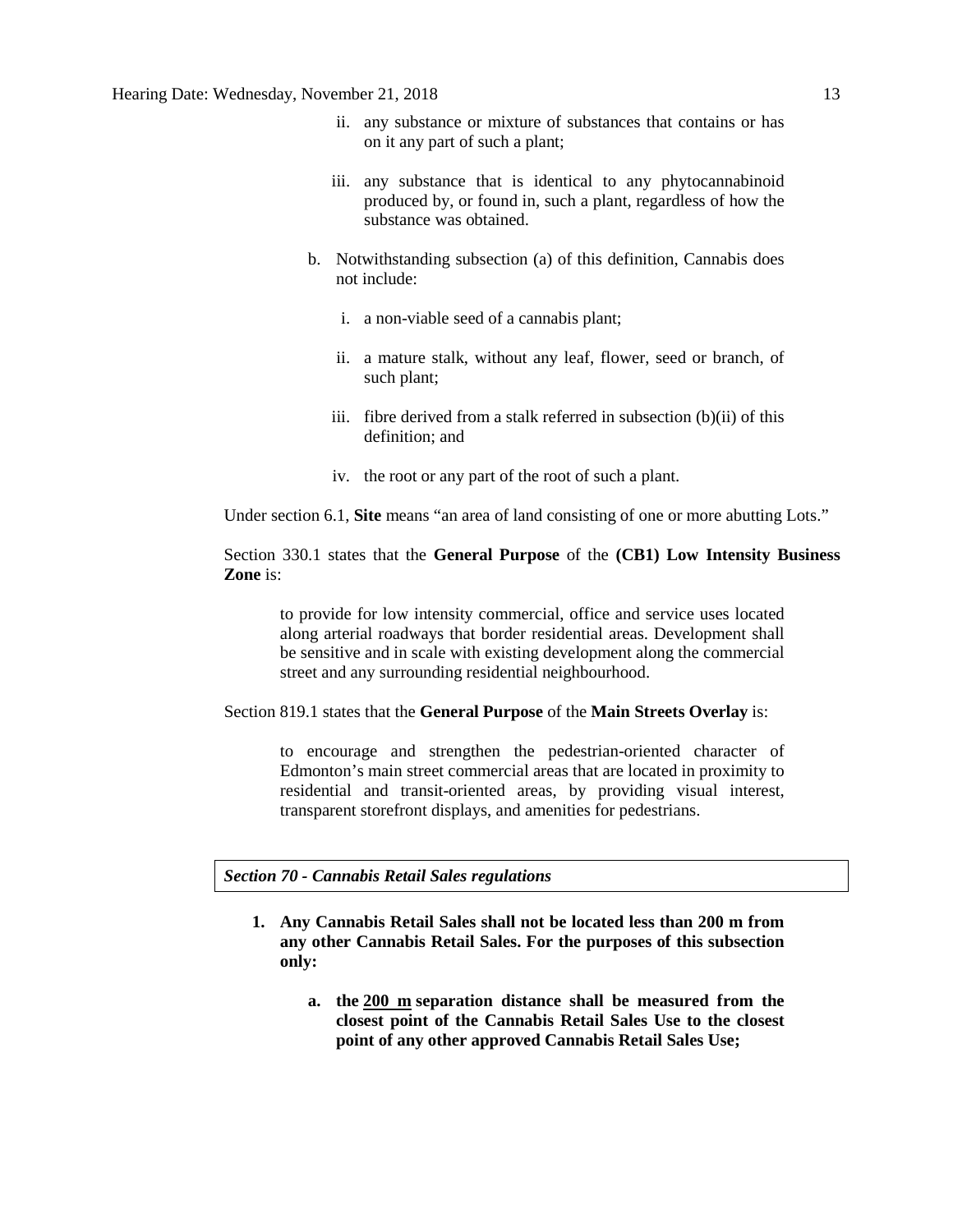ii. any substance or mixture of substances that contains or has on it any part of such a plant;

   iii. any substance that is identical to any phytocannabinoid produced by, or found in, such a plant, regardless of how the substance was obtained.

b. Notwithstanding subsection (a) of this definition, Cannabis does not include:

   i. a non-viable seed of a cannabis plant;

   ii. a mature stalk, without any leaf, flower, seed or branch, of such plant;

   iii. fibre derived from a stalk referred in subsection (b)(ii) of this definition; and

   iv. the root or any part of the root of such a plant.

Under section 6.1, **Site** means "an area of land consisting of one or more abutting Lots."

Section 330.1 states that the **General Purpose** of the **(CB1) Low Intensity Business Zone** is:

> to provide for low intensity commercial, office and service uses located along arterial roadways that border residential areas. Development shall be sensitive and in scale with existing development along the commercial street and any surrounding residential neighbourhood.

Section 819.1 states that the **General Purpose** of the **Main Streets Overlay** is:

> to encourage and strengthen the pedestrian-oriented character of Edmonton's main street commercial areas that are located in proximity to residential and transit-oriented areas, by providing visual interest, transparent storefront displays, and amenities for pedestrians.

***Section 70 - Cannabis Retail Sales regulations***

1. **Any Cannabis Retail Sales shall not be located less than 200 m from any other Cannabis Retail Sales. For the purposes of this subsection only:**

   a. **the 200 m separation distance shall be measured from the closest point of the Cannabis Retail Sales Use to the closest point of any other approved Cannabis Retail Sales Use;**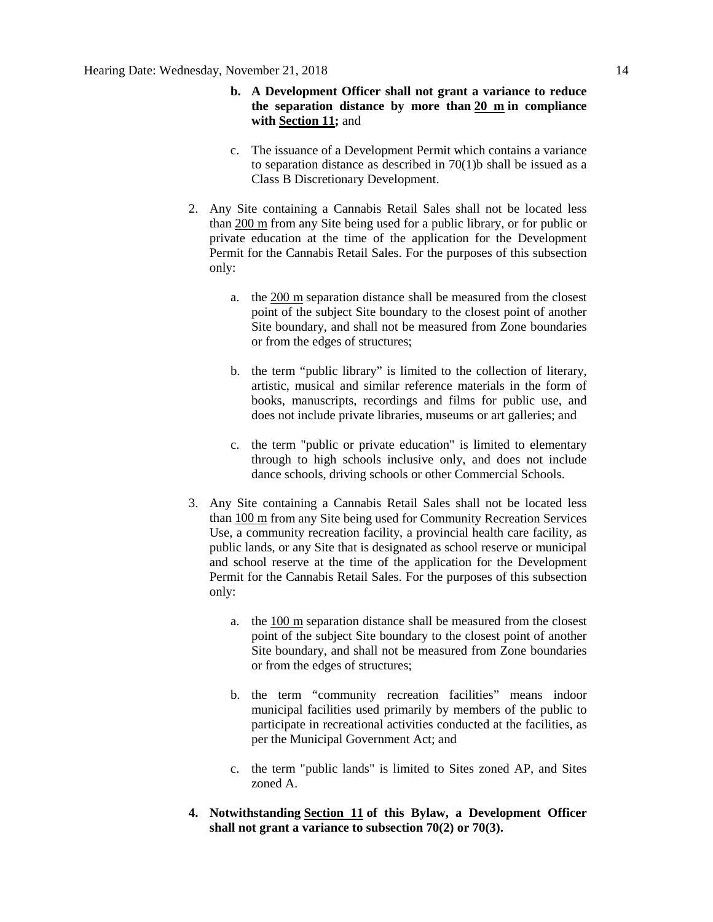**b. A Development Officer shall not grant a variance to reduce the separation distance by more than 20 m in compliance with Section 11;** and

c. The issuance of a Development Permit which contains a variance to separation distance as described in 70(1)b shall be issued as a Class B Discretionary Development.

2. Any Site containing a Cannabis Retail Sales shall not be located less than 200 m from any Site being used for a public library, or for public or private education at the time of the application for the Development Permit for the Cannabis Retail Sales. For the purposes of this subsection only:

   a. the 200 m separation distance shall be measured from the closest point of the subject Site boundary to the closest point of another Site boundary, and shall not be measured from Zone boundaries or from the edges of structures;

   b. the term "public library" is limited to the collection of literary, artistic, musical and similar reference materials in the form of books, manuscripts, recordings and films for public use, and does not include private libraries, museums or art galleries; and

   c. the term "public or private education" is limited to elementary through to high schools inclusive only, and does not include dance schools, driving schools or other Commercial Schools.

3. Any Site containing a Cannabis Retail Sales shall not be located less than 100 m from any Site being used for Community Recreation Services Use, a community recreation facility, a provincial health care facility, as public lands, or any Site that is designated as school reserve or municipal and school reserve at the time of the application for the Development Permit for the Cannabis Retail Sales. For the purposes of this subsection only:

   a. the 100 m separation distance shall be measured from the closest point of the subject Site boundary to the closest point of another Site boundary, and shall not be measured from Zone boundaries or from the edges of structures;

   b. the term "community recreation facilities" means indoor municipal facilities used primarily by members of the public to participate in recreational activities conducted at the facilities, as per the Municipal Government Act; and

   c. the term "public lands" is limited to Sites zoned AP, and Sites zoned A.

4. **Notwithstanding Section 11 of this Bylaw, a Development Officer shall not grant a variance to subsection 70(2) or 70(3).**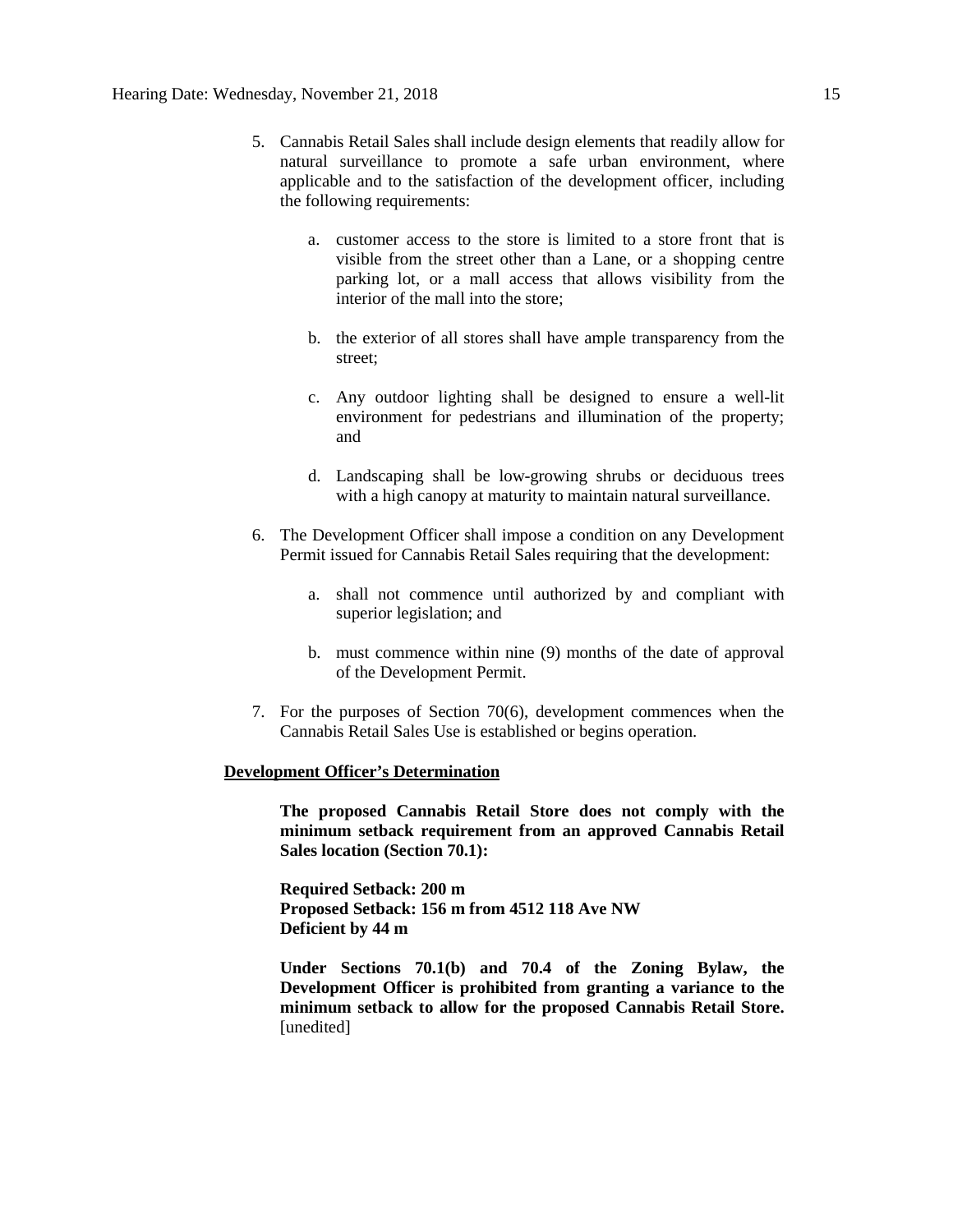5. Cannabis Retail Sales shall include design elements that readily allow for natural surveillance to promote a safe urban environment, where applicable and to the satisfaction of the development officer, including the following requirements:

    a. customer access to the store is limited to a store front that is visible from the street other than a Lane, or a shopping centre parking lot, or a mall access that allows visibility from the interior of the mall into the store;

    b. the exterior of all stores shall have ample transparency from the street;

    c. Any outdoor lighting shall be designed to ensure a well-lit environment for pedestrians and illumination of the property; and

    d. Landscaping shall be low-growing shrubs or deciduous trees with a high canopy at maturity to maintain natural surveillance.

6. The Development Officer shall impose a condition on any Development Permit issued for Cannabis Retail Sales requiring that the development:

    a. shall not commence until authorized by and compliant with superior legislation; and

    b. must commence within nine (9) months of the date of approval of the Development Permit.

7. For the purposes of Section 70(6), development commences when the Cannabis Retail Sales Use is established or begins operation.

**Development Officer's Determination**

**The proposed Cannabis Retail Store does not comply with the minimum setback requirement from an approved Cannabis Retail Sales location (Section 70.1):**

**Required Setback: 200 m**
**Proposed Setback: 156 m from 4512 118 Ave NW**
**Deficient by 44 m**

**Under Sections 70.1(b) and 70.4 of the Zoning Bylaw, the Development Officer is prohibited from granting a variance to the minimum setback to allow for the proposed Cannabis Retail Store.** [unedited]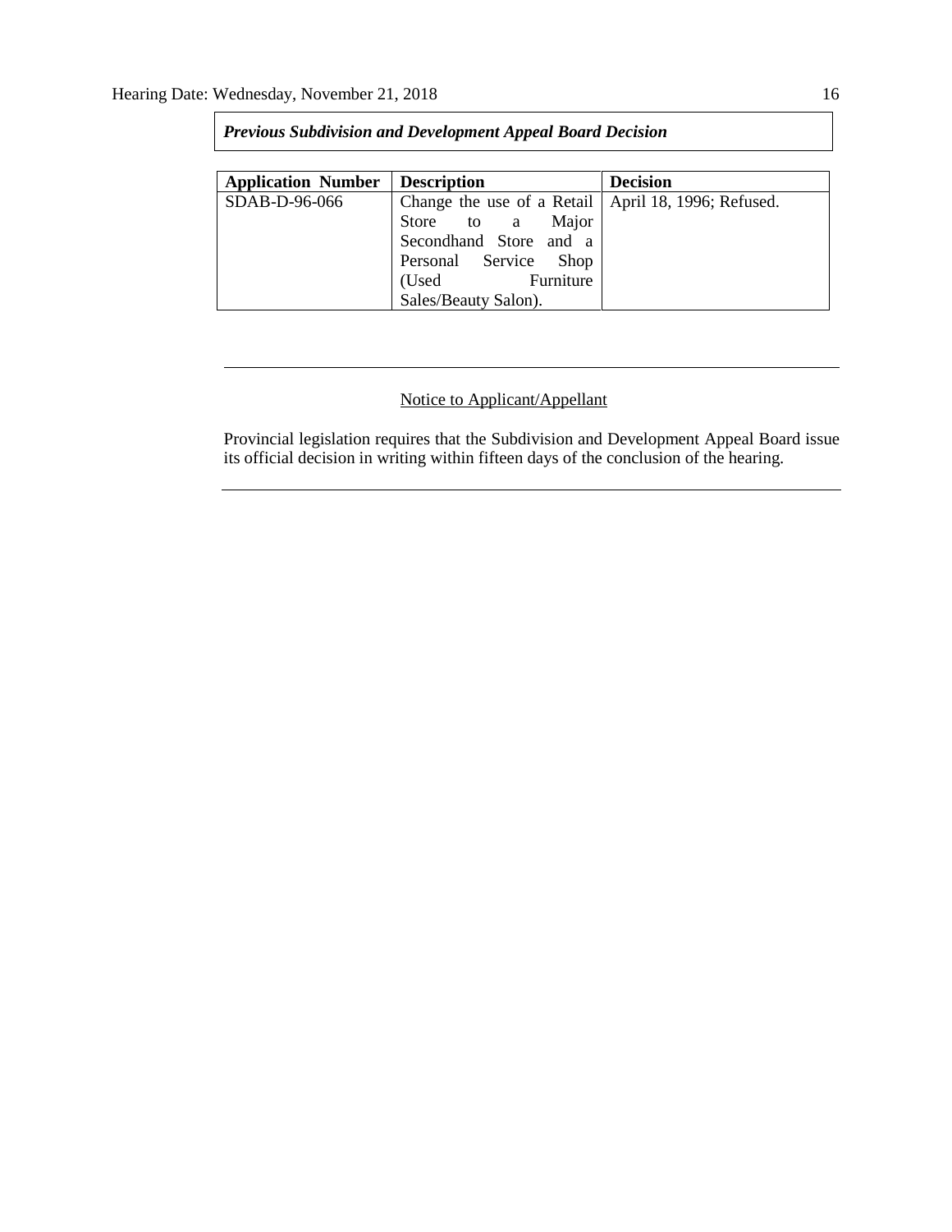***Previous Subdivision and Development Appeal Board Decision***

| Application Number | Description | Decision |
|---|---|---|
| SDAB-D-96-066 | Change the use of a Retail Store to a Major Secondhand Store and a Personal Service Shop (Used Furniture Sales/Beauty Salon). | April 18, 1996; Refused. |

---

Notice to Applicant/Appellant

Provincial legislation requires that the Subdivision and Development Appeal Board issue its official decision in writing within fifteen days of the conclusion of the hearing.

---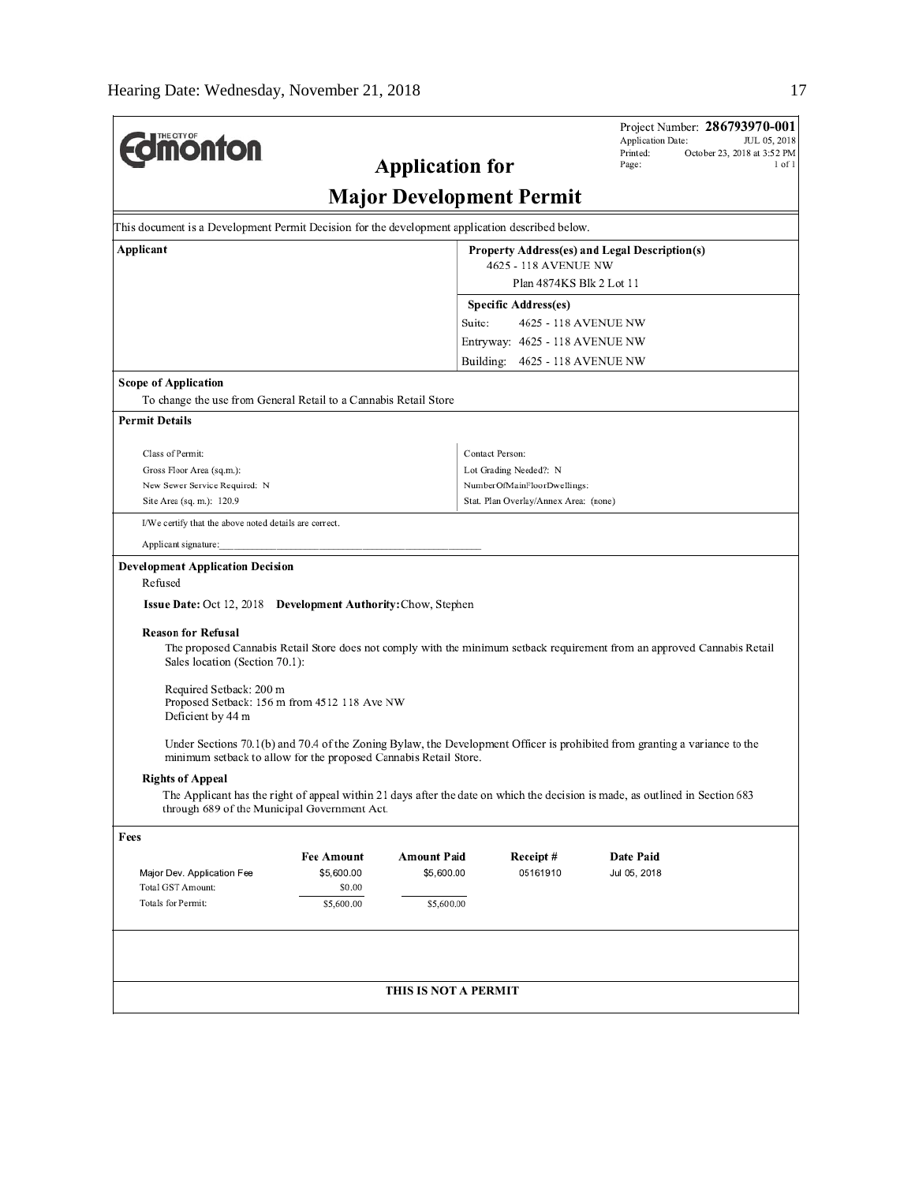**Edmonton**

Project Number: **286793970-001**
Application Date: JUL 05, 2018
Printed: October 23, 2018 at 3:52 PM
Page: 1 of 1

# Application for Major Development Permit

This document is a Development Permit Decision for the development application described below.

**Applicant**

**Property Address(es) and Legal Description(s)**
4625 - 118 AVENUE NW
Plan 4874KS Blk 2 Lot 11

**Specific Address(es)**
Suite: 4625 - 118 AVENUE NW
Entryway: 4625 - 118 AVENUE NW
Building: 4625 - 118 AVENUE NW

**Scope of Application**

To change the use from General Retail to a Cannabis Retail Store

**Permit Details**

| | |
|---|---|
| Class of Permit: | Contact Person: |
| Gross Floor Area (sq.m.): | Lot Grading Needed?: N |
| New Sewer Service Required: N | NumberOfMainFloorDwellings: |
| Site Area (sq. m.): 120.9 | Stat. Plan Overlay/Annex Area: (none) |

I/We certify that the above noted details are correct.

Applicant signature:_______________________________________________

**Development Application Decision**

Refused

**Issue Date:** Oct 12, 2018 **Development Authority:** Chow, Stephen

**Reason for Refusal**

The proposed Cannabis Retail Store does not comply with the minimum setback requirement from an approved Cannabis Retail Sales location (Section 70.1):

Required Setback: 200 m
Proposed Setback: 156 m from 4512 118 Ave NW
Deficient by 44 m

Under Sections 70.1(b) and 70.4 of the Zoning Bylaw, the Development Officer is prohibited from granting a variance to the minimum setback to allow for the proposed Cannabis Retail Store.

**Rights of Appeal**

The Applicant has the right of appeal within 21 days after the date on which the decision is made, as outlined in Section 683 through 689 of the Municipal Government Act.

**Fees**

| | Fee Amount | Amount Paid | Receipt # | Date Paid |
|---|---|---|---|---|
| Major Dev. Application Fee | $5,600.00 | $5,600.00 | 05161910 | Jul 05, 2018 |
| Total GST Amount: | $0.00 | | | |
| Totals for Permit: | $5,600.00 | $5,600.00 | | |

**THIS IS NOT A PERMIT**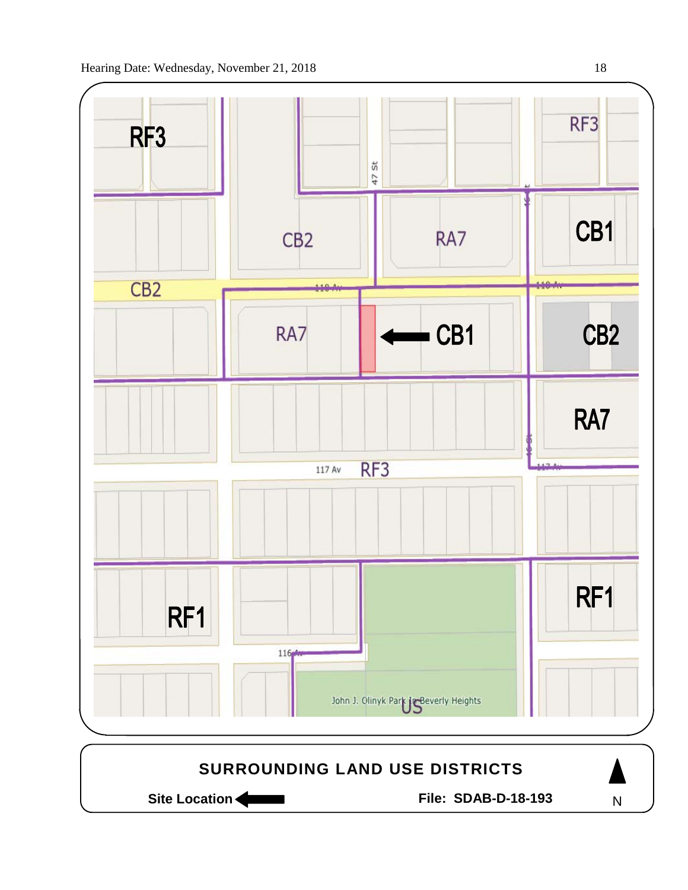RF3

CB2

RA7

CB1

CB2

118 Av

RA7

CB1

CB2

RA7

117 Av

RF3

RF1

RF1

116 Av

John J. Olinyk Park in Beverly Heights

US

47 St

46 St

**SURROUNDING LAND USE DISTRICTS**

**Site Location** ⟵

**File: SDAB-D-18-193**

N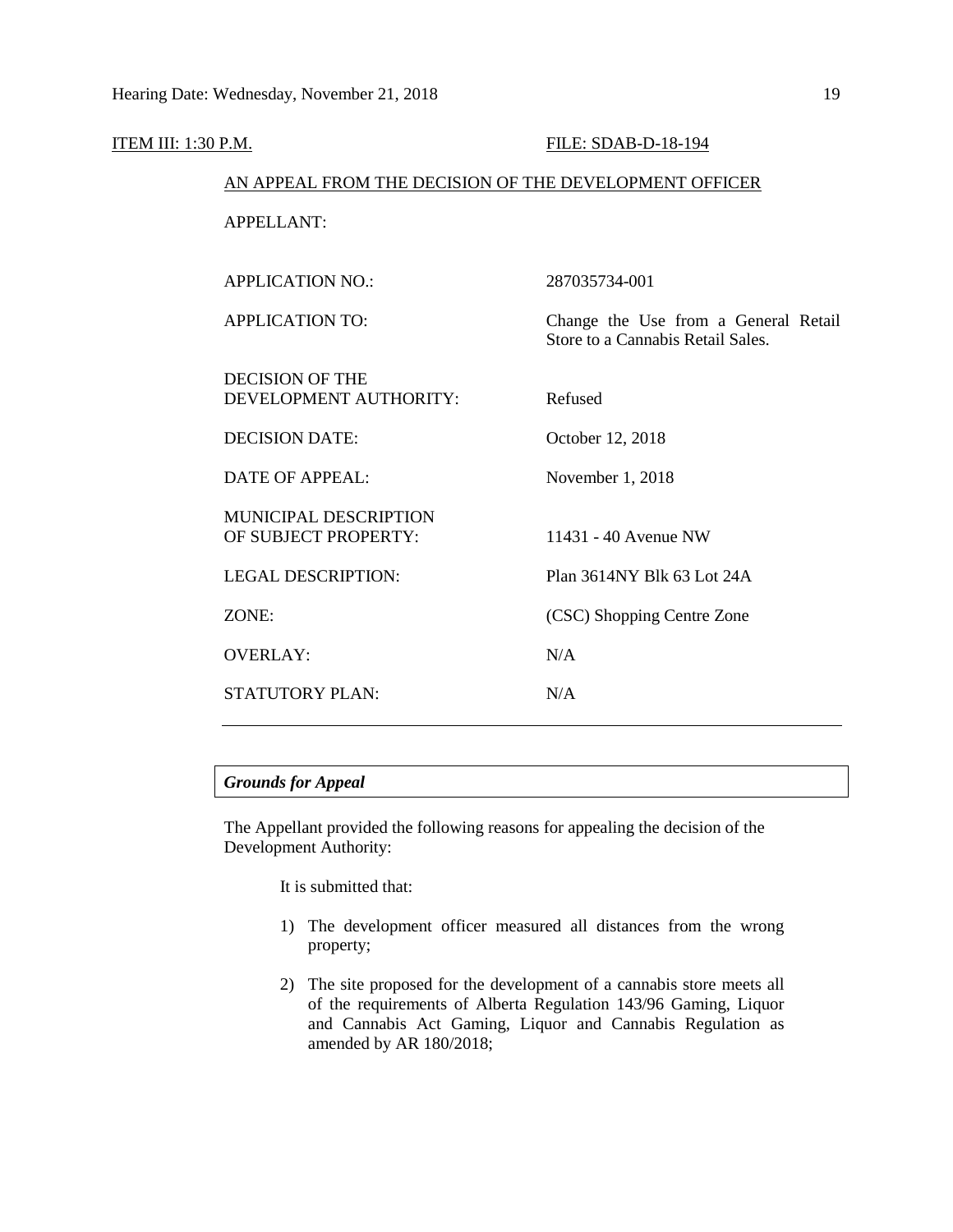ITEM III: 1:30 P.M. FILE: SDAB-D-18-194

AN APPEAL FROM THE DECISION OF THE DEVELOPMENT OFFICER

APPELLANT:

| | |
|---|---|
| APPLICATION NO.: | 287035734-001 |
| APPLICATION TO: | Change the Use from a General Retail Store to a Cannabis Retail Sales. |
| DECISION OF THE DEVELOPMENT AUTHORITY: | Refused |
| DECISION DATE: | October 12, 2018 |
| DATE OF APPEAL: | November 1, 2018 |
| MUNICIPAL DESCRIPTION OF SUBJECT PROPERTY: | 11431 - 40 Avenue NW |
| LEGAL DESCRIPTION: | Plan 3614NY Blk 63 Lot 24A |
| ZONE: | (CSC) Shopping Centre Zone |
| OVERLAY: | N/A |
| STATUTORY PLAN: | N/A |

***Grounds for Appeal***

The Appellant provided the following reasons for appealing the decision of the Development Authority:

It is submitted that:

1) The development officer measured all distances from the wrong property;

2) The site proposed for the development of a cannabis store meets all of the requirements of Alberta Regulation 143/96 Gaming, Liquor and Cannabis Act Gaming, Liquor and Cannabis Regulation as amended by AR 180/2018;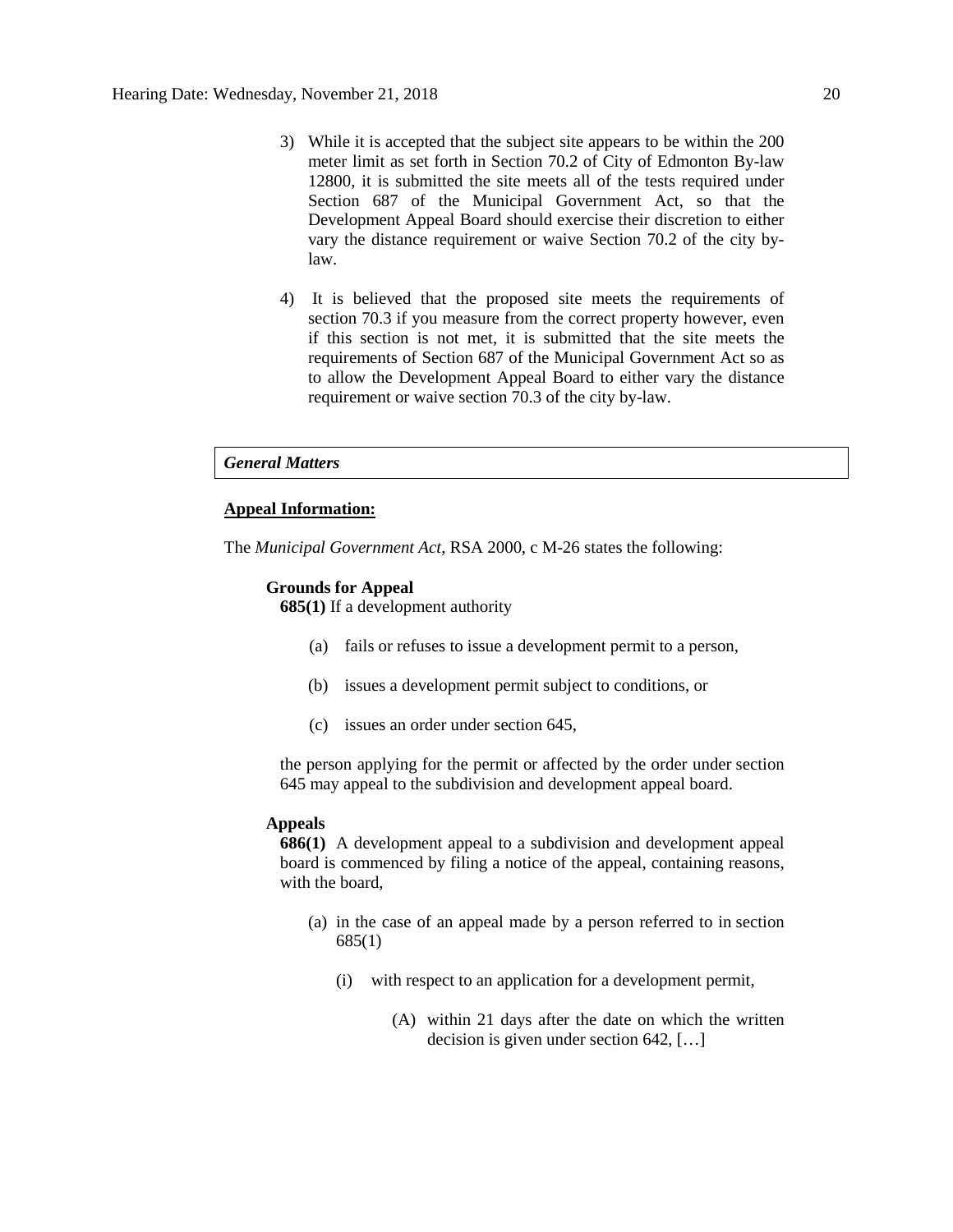3) While it is accepted that the subject site appears to be within the 200 meter limit as set forth in Section 70.2 of City of Edmonton By-law 12800, it is submitted the site meets all of the tests required under Section 687 of the Municipal Government Act, so that the Development Appeal Board should exercise their discretion to either vary the distance requirement or waive Section 70.2 of the city by-law.

4) It is believed that the proposed site meets the requirements of section 70.3 if you measure from the correct property however, even if this section is not met, it is submitted that the site meets the requirements of Section 687 of the Municipal Government Act so as to allow the Development Appeal Board to either vary the distance requirement or waive section 70.3 of the city by-law.

***General Matters***

**Appeal Information:**

The *Municipal Government Act*, RSA 2000, c M-26 states the following:

**Grounds for Appeal**

**685(1)** If a development authority

(a) fails or refuses to issue a development permit to a person,

(b) issues a development permit subject to conditions, or

(c) issues an order under section 645,

the person applying for the permit or affected by the order under section 645 may appeal to the subdivision and development appeal board.

**Appeals**

**686(1)** A development appeal to a subdivision and development appeal board is commenced by filing a notice of the appeal, containing reasons, with the board,

(a) in the case of an appeal made by a person referred to in section 685(1)

(i) with respect to an application for a development permit,

(A) within 21 days after the date on which the written decision is given under section 642, […]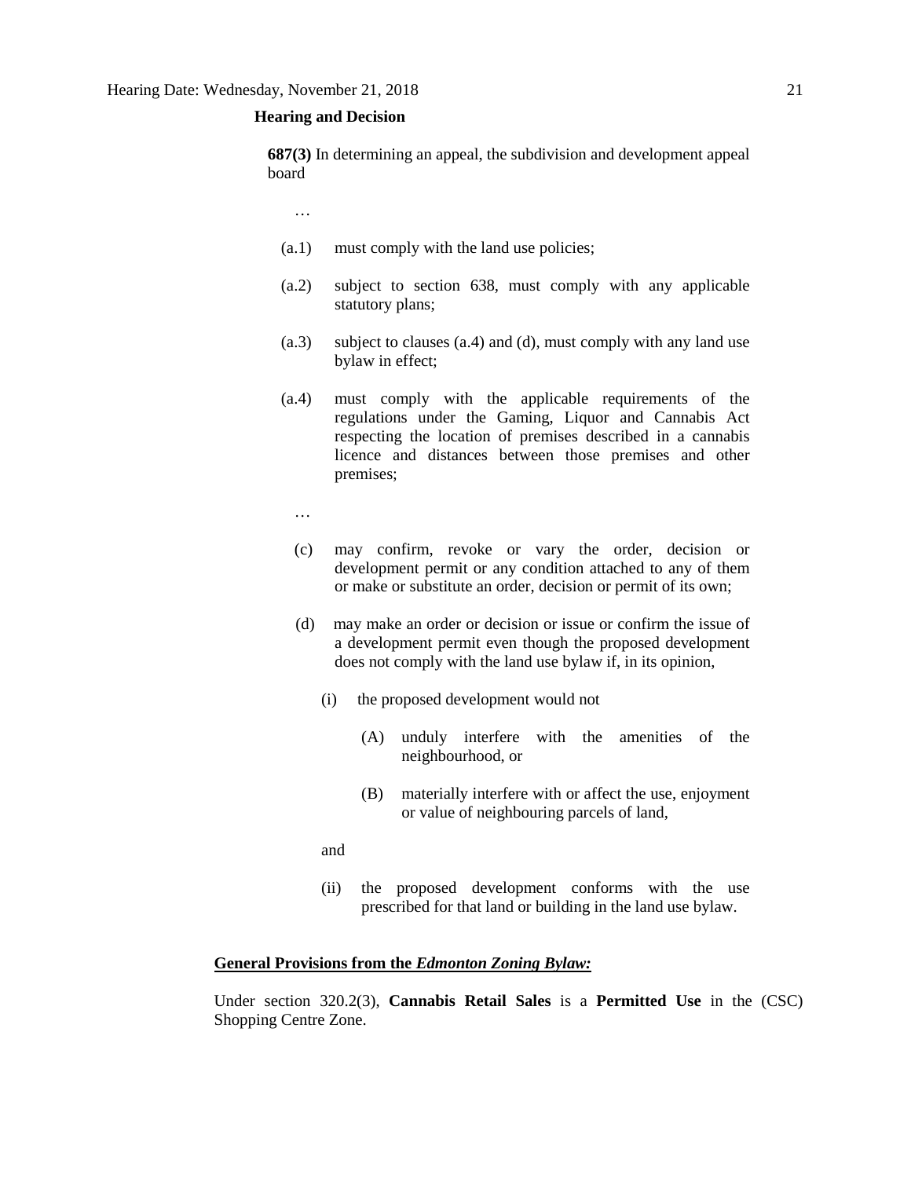**Hearing and Decision**

> **687(3)** In determining an appeal, the subdivision and development appeal board
>
> …
>
> (a.1) must comply with the land use policies;
>
> (a.2) subject to section 638, must comply with any applicable statutory plans;
>
> (a.3) subject to clauses (a.4) and (d), must comply with any land use bylaw in effect;
>
> (a.4) must comply with the applicable requirements of the regulations under the Gaming, Liquor and Cannabis Act respecting the location of premises described in a cannabis licence and distances between those premises and other premises;
>
> …
>
> (c) may confirm, revoke or vary the order, decision or development permit or any condition attached to any of them or make or substitute an order, decision or permit of its own;
>
> (d) may make an order or decision or issue or confirm the issue of a development permit even though the proposed development does not comply with the land use bylaw if, in its opinion,
>
> (i) the proposed development would not
>
> (A) unduly interfere with the amenities of the neighbourhood, or
>
> (B) materially interfere with or affect the use, enjoyment or value of neighbouring parcels of land,
>
> and
>
> (ii) the proposed development conforms with the use prescribed for that land or building in the land use bylaw.

**General Provisions from the *Edmonton Zoning Bylaw:***

Under section 320.2(3), **Cannabis Retail Sales** is a **Permitted Use** in the (CSC) Shopping Centre Zone.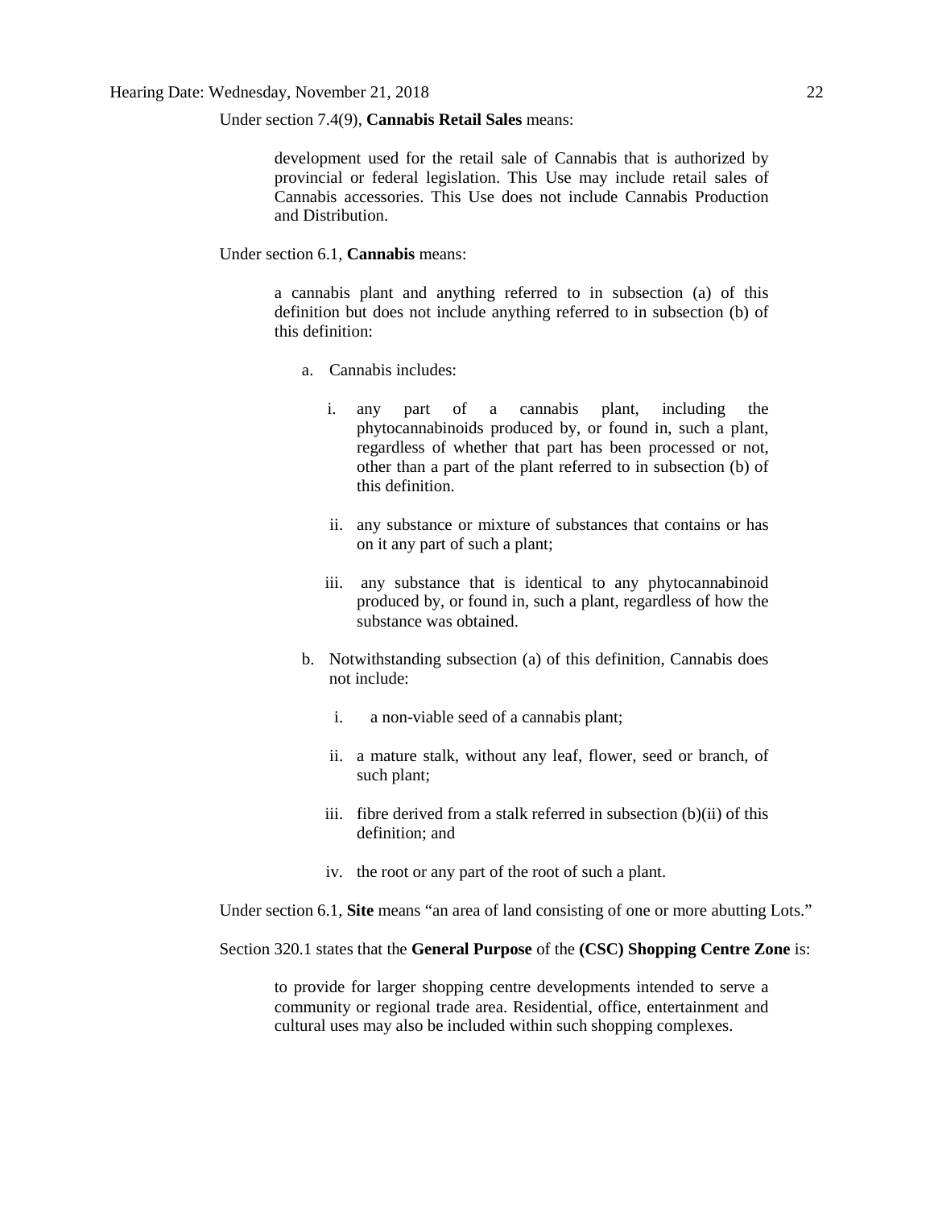Under section 7.4(9), **Cannabis Retail Sales** means:

> development used for the retail sale of Cannabis that is authorized by provincial or federal legislation. This Use may include retail sales of Cannabis accessories. This Use does not include Cannabis Production and Distribution.

Under section 6.1, **Cannabis** means:

> a cannabis plant and anything referred to in subsection (a) of this definition but does not include anything referred to in subsection (b) of this definition:
>
> a. Cannabis includes:
>
>    i. any part of a cannabis plant, including the phytocannabinoids produced by, or found in, such a plant, regardless of whether that part has been processed or not, other than a part of the plant referred to in subsection (b) of this definition.
>
>    ii. any substance or mixture of substances that contains or has on it any part of such a plant;
>
>    iii. any substance that is identical to any phytocannabinoid produced by, or found in, such a plant, regardless of how the substance was obtained.
>
> b. Notwithstanding subsection (a) of this definition, Cannabis does not include:
>
>    i. a non-viable seed of a cannabis plant;
>
>    ii. a mature stalk, without any leaf, flower, seed or branch, of such plant;
>
>    iii. fibre derived from a stalk referred in subsection (b)(ii) of this definition; and
>
>    iv. the root or any part of the root of such a plant.

Under section 6.1, **Site** means "an area of land consisting of one or more abutting Lots."

Section 320.1 states that the **General Purpose** of the **(CSC) Shopping Centre Zone** is:

> to provide for larger shopping centre developments intended to serve a community or regional trade area. Residential, office, entertainment and cultural uses may also be included within such shopping complexes.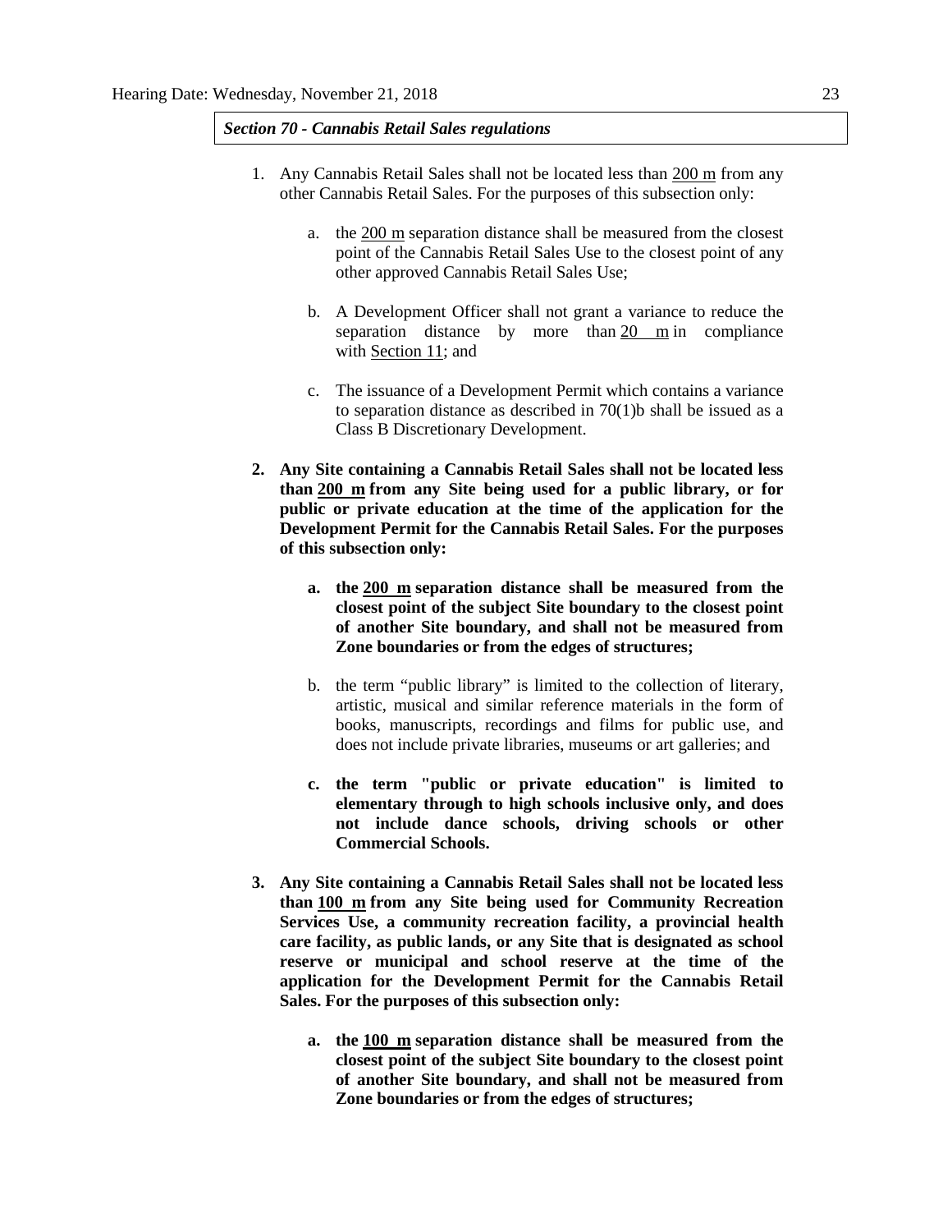***Section 70 - Cannabis Retail Sales regulations***

1. Any Cannabis Retail Sales shall not be located less than 200 m from any other Cannabis Retail Sales. For the purposes of this subsection only:

    a. the 200 m separation distance shall be measured from the closest point of the Cannabis Retail Sales Use to the closest point of any other approved Cannabis Retail Sales Use;

    b. A Development Officer shall not grant a variance to reduce the separation distance by more than 20 m in compliance with Section 11; and

    c. The issuance of a Development Permit which contains a variance to separation distance as described in 70(1)b shall be issued as a Class B Discretionary Development.

2. **Any Site containing a Cannabis Retail Sales shall not be located less than 200 m from any Site being used for a public library, or for public or private education at the time of the application for the Development Permit for the Cannabis Retail Sales. For the purposes of this subsection only:**

    a. **the 200 m separation distance shall be measured from the closest point of the subject Site boundary to the closest point of another Site boundary, and shall not be measured from Zone boundaries or from the edges of structures;**

    b. the term "public library" is limited to the collection of literary, artistic, musical and similar reference materials in the form of books, manuscripts, recordings and films for public use, and does not include private libraries, museums or art galleries; and

    c. **the term "public or private education" is limited to elementary through to high schools inclusive only, and does not include dance schools, driving schools or other Commercial Schools.**

3. **Any Site containing a Cannabis Retail Sales shall not be located less than 100 m from any Site being used for Community Recreation Services Use, a community recreation facility, a provincial health care facility, as public lands, or any Site that is designated as school reserve or municipal and school reserve at the time of the application for the Development Permit for the Cannabis Retail Sales. For the purposes of this subsection only:**

    a. **the 100 m separation distance shall be measured from the closest point of the subject Site boundary to the closest point of another Site boundary, and shall not be measured from Zone boundaries or from the edges of structures;**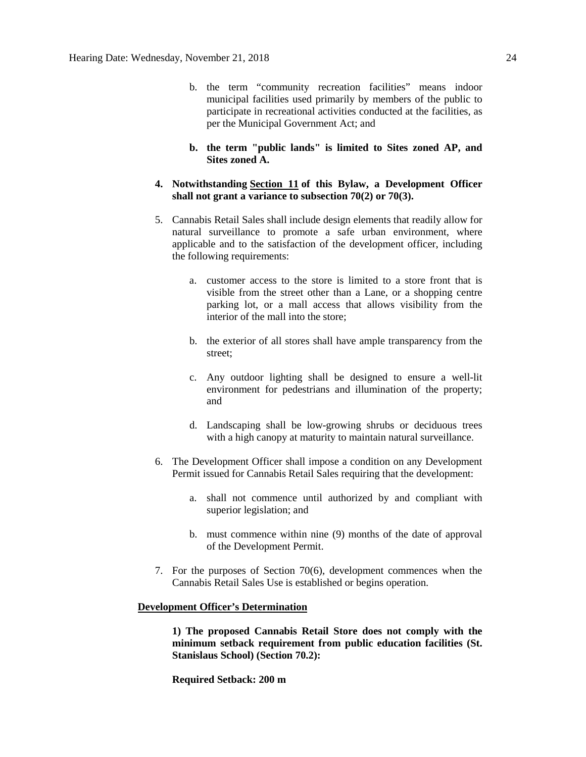b. the term "community recreation facilities" means indoor municipal facilities used primarily by members of the public to participate in recreational activities conducted at the facilities, as per the Municipal Government Act; and

**b. the term "public lands" is limited to Sites zoned AP, and Sites zoned A.**

**4. Notwithstanding Section 11 of this Bylaw, a Development Officer shall not grant a variance to subsection 70(2) or 70(3).**

5. Cannabis Retail Sales shall include design elements that readily allow for natural surveillance to promote a safe urban environment, where applicable and to the satisfaction of the development officer, including the following requirements:

   a. customer access to the store is limited to a store front that is visible from the street other than a Lane, or a shopping centre parking lot, or a mall access that allows visibility from the interior of the mall into the store;

   b. the exterior of all stores shall have ample transparency from the street;

   c. Any outdoor lighting shall be designed to ensure a well-lit environment for pedestrians and illumination of the property; and

   d. Landscaping shall be low-growing shrubs or deciduous trees with a high canopy at maturity to maintain natural surveillance.

6. The Development Officer shall impose a condition on any Development Permit issued for Cannabis Retail Sales requiring that the development:

   a. shall not commence until authorized by and compliant with superior legislation; and

   b. must commence within nine (9) months of the date of approval of the Development Permit.

7. For the purposes of Section 70(6), development commences when the Cannabis Retail Sales Use is established or begins operation.

**Development Officer's Determination**

**1) The proposed Cannabis Retail Store does not comply with the minimum setback requirement from public education facilities (St. Stanislaus School) (Section 70.2):**

**Required Setback: 200 m**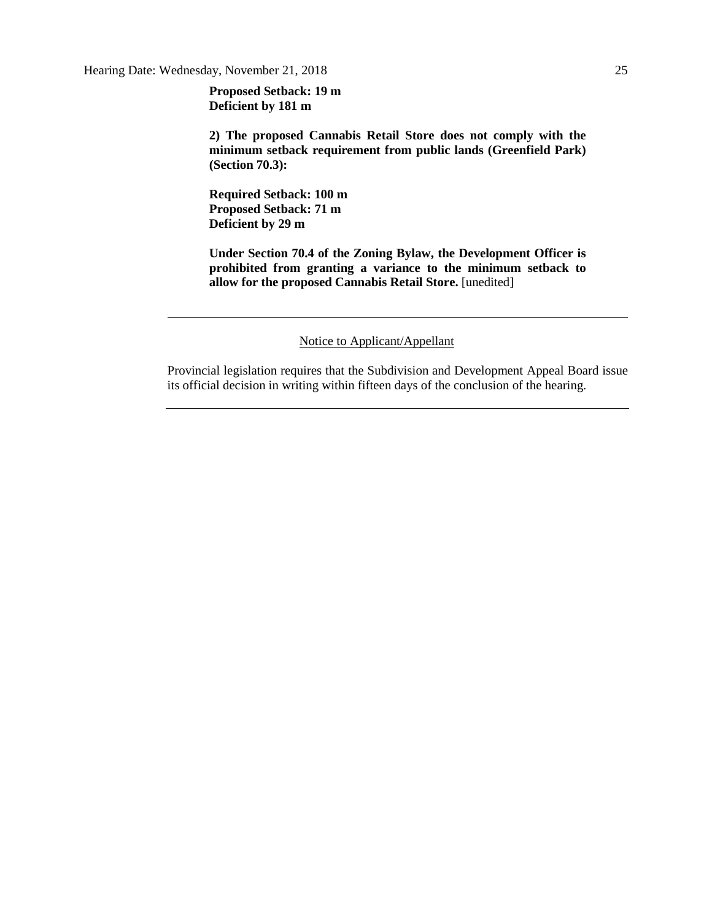**Proposed Setback: 19 m**
**Deficient by 181 m**

**2) The proposed Cannabis Retail Store does not comply with the minimum setback requirement from public lands (Greenfield Park) (Section 70.3):**

**Required Setback: 100 m**
**Proposed Setback: 71 m**
**Deficient by 29 m**

**Under Section 70.4 of the Zoning Bylaw, the Development Officer is prohibited from granting a variance to the minimum setback to allow for the proposed Cannabis Retail Store.** [unedited]

---

Notice to Applicant/Appellant

Provincial legislation requires that the Subdivision and Development Appeal Board issue its official decision in writing within fifteen days of the conclusion of the hearing.

---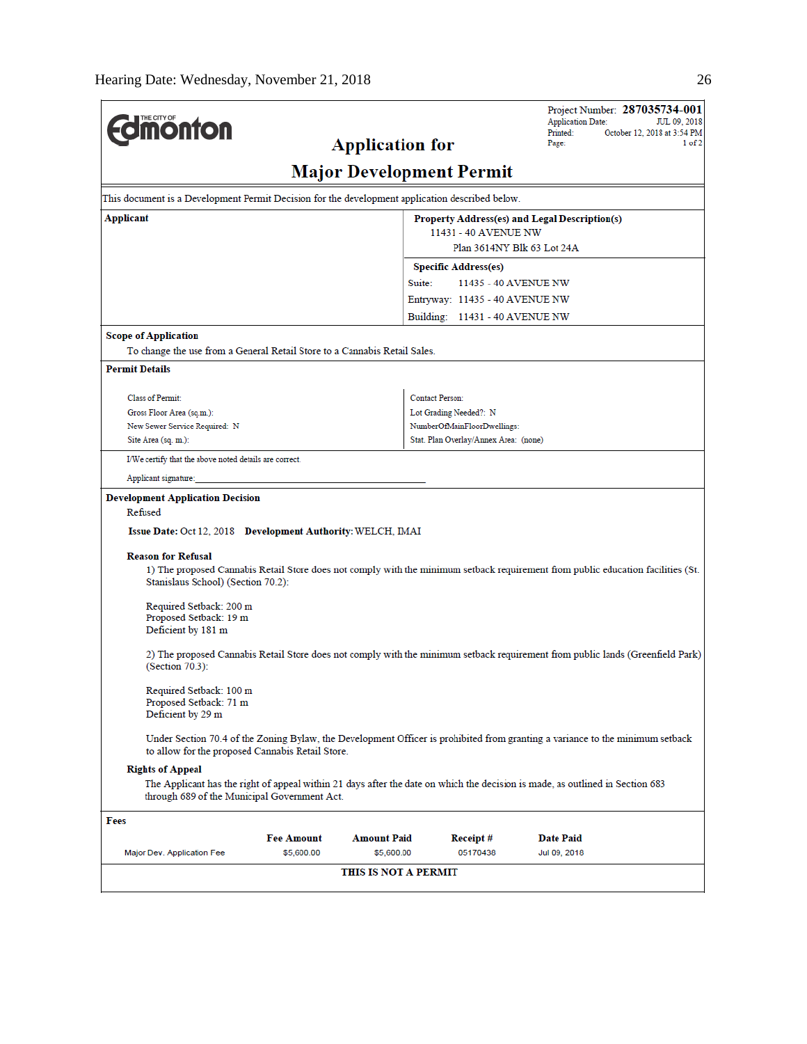Project Number: **287035734-001**
Application Date: JUL 09, 2018
Printed: October 12, 2018 at 3:54 PM
Page: 1 of 2

THE CITY OF Edmonton

# Application for Major Development Permit

This document is a Development Permit Decision for the development application described below.

**Applicant**

**Property Address(es) and Legal Description(s)**
11431 - 40 AVENUE NW
Plan 3614NY Blk 63 Lot 24A

**Specific Address(es)**
Suite: 11435 - 40 AVENUE NW
Entryway: 11435 - 40 AVENUE NW
Building: 11431 - 40 AVENUE NW

**Scope of Application**

To change the use from a General Retail Store to a Cannabis Retail Sales.

**Permit Details**

| | |
|---|---|
| Class of Permit: | Contact Person: |
| Gross Floor Area (sq.m.): | Lot Grading Needed?: N |
| New Sewer Service Required: N | NumberOfMainFloorDwellings: |
| Site Area (sq. m.): | Stat. Plan Overlay/Annex Area: (none) |

I/We certify that the above noted details are correct.

Applicant signature:\_\_\_\_\_\_\_\_\_\_\_\_\_\_\_\_\_\_\_\_\_\_\_\_\_\_\_\_\_\_\_\_\_\_\_\_

**Development Application Decision**

Refused

**Issue Date:** Oct 12, 2018 **Development Authority:** WELCH, IMAI

**Reason for Refusal**

1) The proposed Cannabis Retail Store does not comply with the minimum setback requirement from public education facilities (St. Stanislaus School) (Section 70.2):

Required Setback: 200 m
Proposed Setback: 19 m
Deficient by 181 m

2) The proposed Cannabis Retail Store does not comply with the minimum setback requirement from public lands (Greenfield Park) (Section 70.3):

Required Setback: 100 m
Proposed Setback: 71 m
Deficient by 29 m

Under Section 70.4 of the Zoning Bylaw, the Development Officer is prohibited from granting a variance to the minimum setback to allow for the proposed Cannabis Retail Store.

**Rights of Appeal**

The Applicant has the right of appeal within 21 days after the date on which the decision is made, as outlined in Section 683 through 689 of the Municipal Government Act.

**Fees**

| | Fee Amount | Amount Paid | Receipt # | Date Paid |
|---|---|---|---|---|
| Major Dev. Application Fee | $5,600.00 | $5,600.00 | 05170438 | Jul 09, 2018 |

**THIS IS NOT A PERMIT**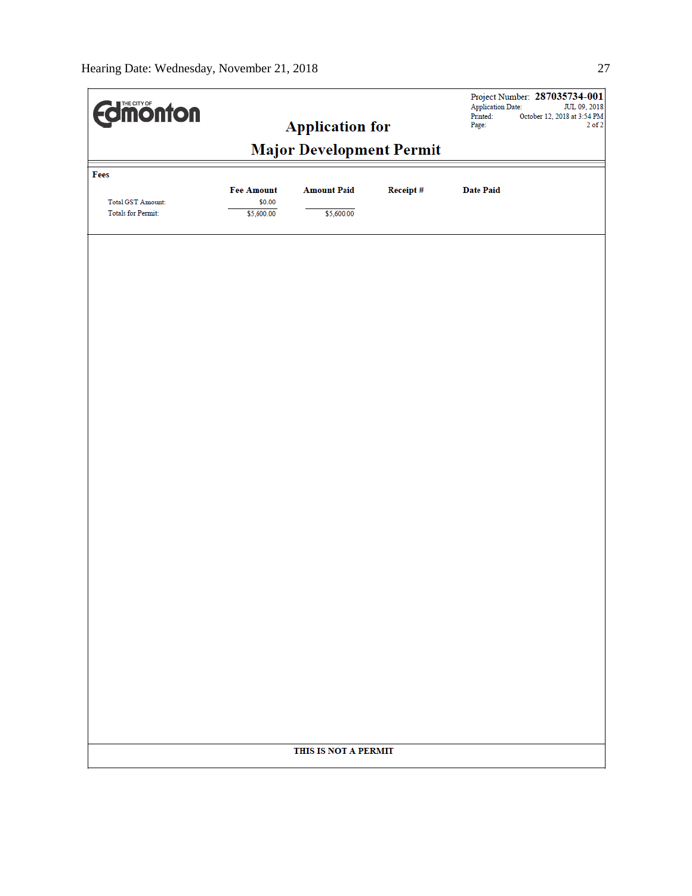THE CITY OF Edmonton

Project Number: **287035734-001**
Application Date: JUL 09, 2018
Printed: October 12, 2018 at 3:54 PM
Page: 2 of 2

## Application for

## Major Development Permit

**Fees**

| | Fee Amount | Amount Paid | Receipt # | Date Paid |
|---|---|---|---|---|
| Total GST Amount: | $0.00 | | | |
| Totals for Permit: | $5,600.00 | $5,600.00 | | |

**THIS IS NOT A PERMIT**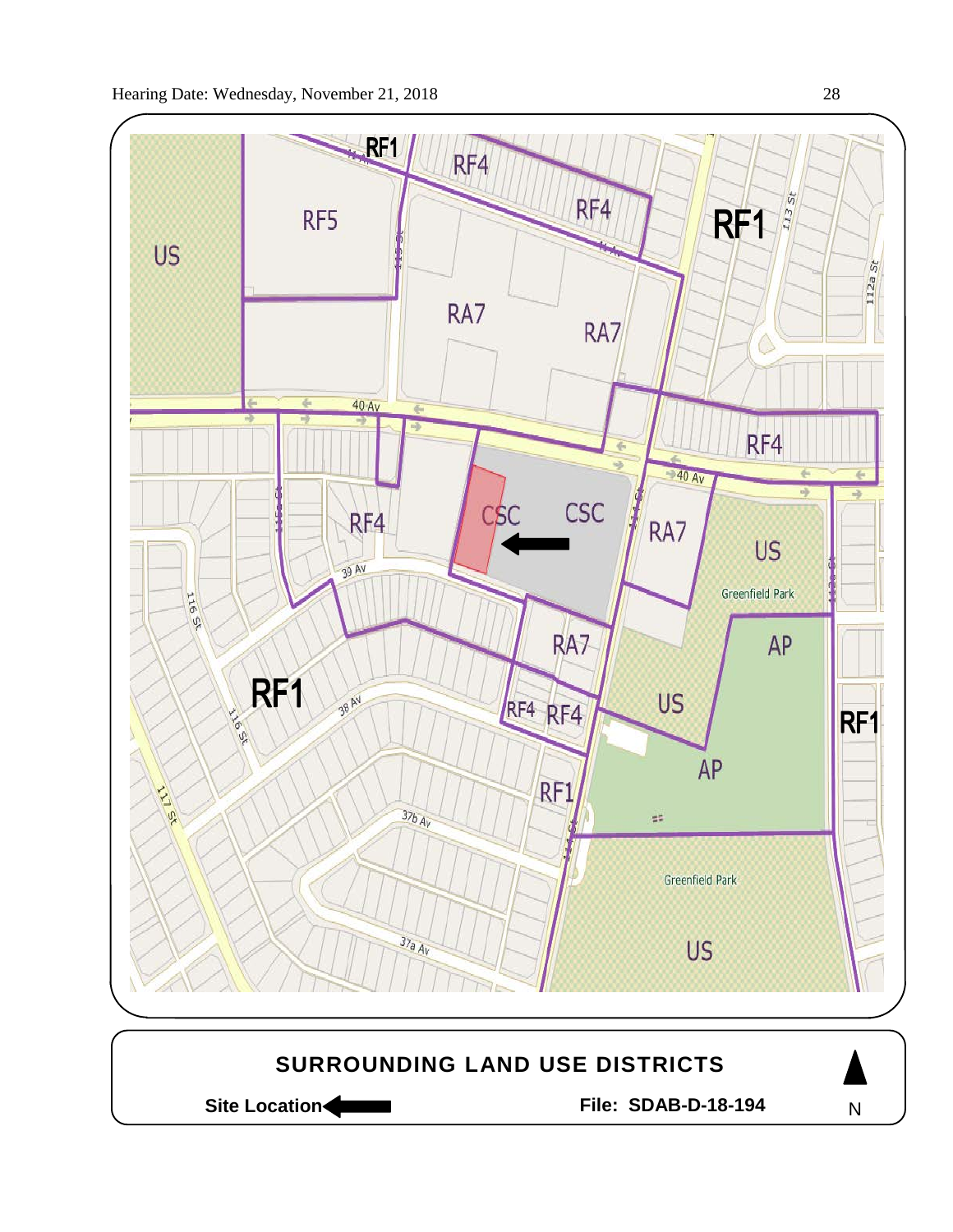RF1

RF4

RF4

RF1

113 St

112a St

RF5

US

RA7

RA7

40 Av

RF4

40 Av

CSC

CSC

RA7

US

Greenfield Park

RF4

39 Av

116 St

AP

RA7

RF1

116 St

38 Av

RF4

RF4

US

RF1

AP

117 St

RF1

37b Av

Greenfield Park

37a Av

US

## SURROUNDING LAND USE DISTRICTS

**Site Location**

**File: SDAB-D-18-194**

N